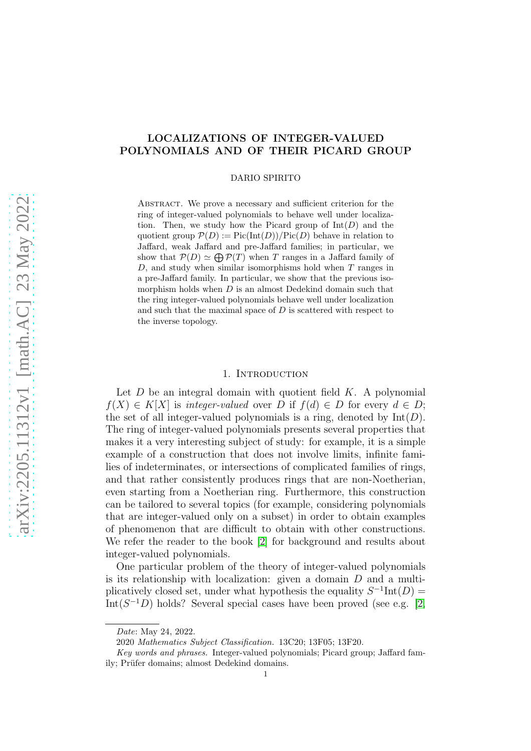# LOCALIZATIONS OF INTEGER-VALUED POLYNOMIALS AND OF THEIR PICARD GROUP

DARIO SPIRITO

ABSTRACT. We prove a necessary and sufficient criterion for the ring of integer-valued polynomials to behave well under localization. Then, we study how the Picard group of $\mathrm{Int}(D)$ and the quotient group $\mathcal{P}(D) := \mathrm{Pic}(\mathrm{Int}(D))/\mathrm{Pic}(D)$ behave in relation to Jaffard, weak Jaffard and pre-Jaffard families; in particular, we show that $\mathcal{P}(D) \simeq \bigoplus \mathcal{P}(T)$ when $T$ ranges in a Jaffard family of $D$, and study when similar isomorphisms hold when $T$ ranges in a pre-Jaffard family. In particular, we show that the previous isomorphism holds when $D$ is an almost Dedekind domain such that the ring integer-valued polynomials behave well under localization and such that the maximal space of $D$ is scattered with respect to the inverse topology.

## 1. Introduction

Let $D$ be an integral domain with quotient field $K$. A polynomial $f(X) \in K[X]$ is *integer-valued* over $D$ if $f(d) \in D$ for every $d \in D$; the set of all integer-valued polynomials is a ring, denoted by $\mathrm{Int}(D)$. The ring of integer-valued polynomials presents several properties that makes it a very interesting subject of study: for example, it is a simple example of a construction that does not involve limits, infinite families of indeterminates, or intersections of complicated families of rings, and that rather consistently produces rings that are non-Noetherian, even starting from a Noetherian ring. Furthermore, this construction can be tailored to several topics (for example, considering polynomials that are integer-valued only on a subset) in order to obtain examples of phenomenon that are difficult to obtain with other constructions. We refer the reader to the book [2] for background and results about integer-valued polynomials.

One particular problem of the theory of integer-valued polynomials is its relationship with localization: given a domain $D$ and a multiplicatively closed set, under what hypothesis the equality $S^{-1}\mathrm{Int}(D) = \mathrm{Int}(S^{-1}D)$ holds? Several special cases have been proved (see e.g. [2,

*Date*: May 24, 2022.

2020 *Mathematics Subject Classification.* 13C20; 13F05; 13F20.

*Key words and phrases.* Integer-valued polynomials; Picard group; Jaffard family; Prüfer domains; almost Dedekind domains.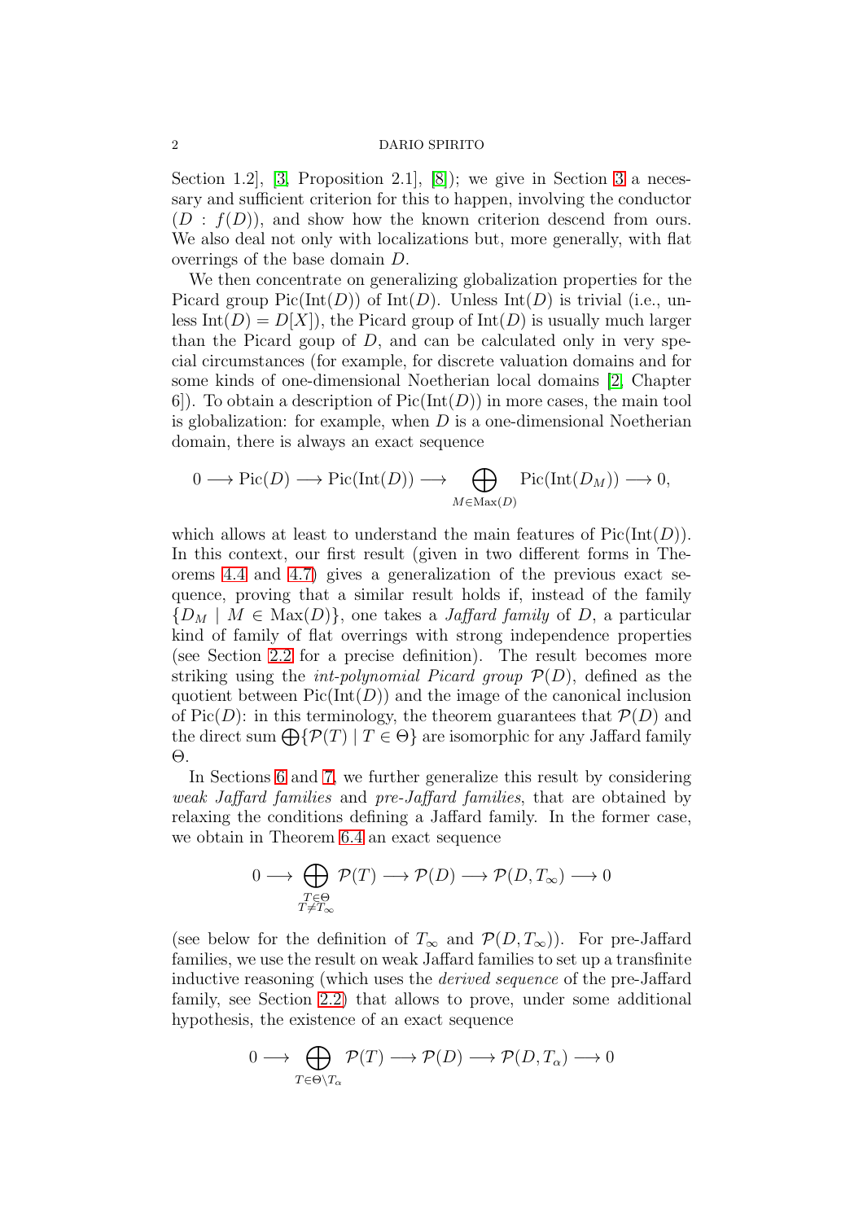Section 1.2], [3, Proposition 2.1], [8]); we give in Section 3 a necessary and sufficient criterion for this to happen, involving the conductor $(D : f(D))$, and show how the known criterion descend from ours. We also deal not only with localizations but, more generally, with flat overrings of the base domain $D$.

We then concentrate on generalizing globalization properties for the Picard group $\mathrm{Pic}(\mathrm{Int}(D))$ of $\mathrm{Int}(D)$. Unless $\mathrm{Int}(D)$ is trivial (i.e., unless $\mathrm{Int}(D) = D[X]$), the Picard group of $\mathrm{Int}(D)$ is usually much larger than the Picard goup of $D$, and can be calculated only in very special circumstances (for example, for discrete valuation domains and for some kinds of one-dimensional Noetherian local domains [2, Chapter 6]). To obtain a description of $\mathrm{Pic}(\mathrm{Int}(D))$ in more cases, the main tool is globalization: for example, when $D$ is a one-dimensional Noetherian domain, there is always an exact sequence

$$0 \longrightarrow \mathrm{Pic}(D) \longrightarrow \mathrm{Pic}(\mathrm{Int}(D)) \longrightarrow \bigoplus_{M \in \mathrm{Max}(D)} \mathrm{Pic}(\mathrm{Int}(D_M)) \longrightarrow 0,$$

which allows at least to understand the main features of $\mathrm{Pic}(\mathrm{Int}(D))$. In this context, our first result (given in two different forms in Theorems 4.4 and 4.7) gives a generalization of the previous exact sequence, proving that a similar result holds if, instead of the family $\{D_M \mid M \in \mathrm{Max}(D)\}$, one takes a *Jaffard family* of $D$, a particular kind of family of flat overrings with strong independence properties (see Section 2.2 for a precise definition). The result becomes more striking using the *int-polynomial Picard group* $\mathcal{P}(D)$, defined as the quotient between $\mathrm{Pic}(\mathrm{Int}(D))$ and the image of the canonical inclusion of $\mathrm{Pic}(D)$: in this terminology, the theorem guarantees that $\mathcal{P}(D)$ and the direct sum $\bigoplus\{\mathcal{P}(T) \mid T \in \Theta\}$ are isomorphic for any Jaffard family $\Theta$.

In Sections 6 and 7, we further generalize this result by considering *weak Jaffard families* and *pre-Jaffard families*, that are obtained by relaxing the conditions defining a Jaffard family. In the former case, we obtain in Theorem 6.4 an exact sequence

$$0 \longrightarrow \bigoplus_{\substack{T \in \Theta \\ T \neq T_\infty}} \mathcal{P}(T) \longrightarrow \mathcal{P}(D) \longrightarrow \mathcal{P}(D, T_\infty) \longrightarrow 0$$

(see below for the definition of $T_\infty$ and $\mathcal{P}(D, T_\infty)$). For pre-Jaffard families, we use the result on weak Jaffard families to set up a transfinite inductive reasoning (which uses the *derived sequence* of the pre-Jaffard family, see Section 2.2) that allows to prove, under some additional hypothesis, the existence of an exact sequence

$$0 \longrightarrow \bigoplus_{T \in \Theta \setminus T_\alpha} \mathcal{P}(T) \longrightarrow \mathcal{P}(D) \longrightarrow \mathcal{P}(D, T_\alpha) \longrightarrow 0$$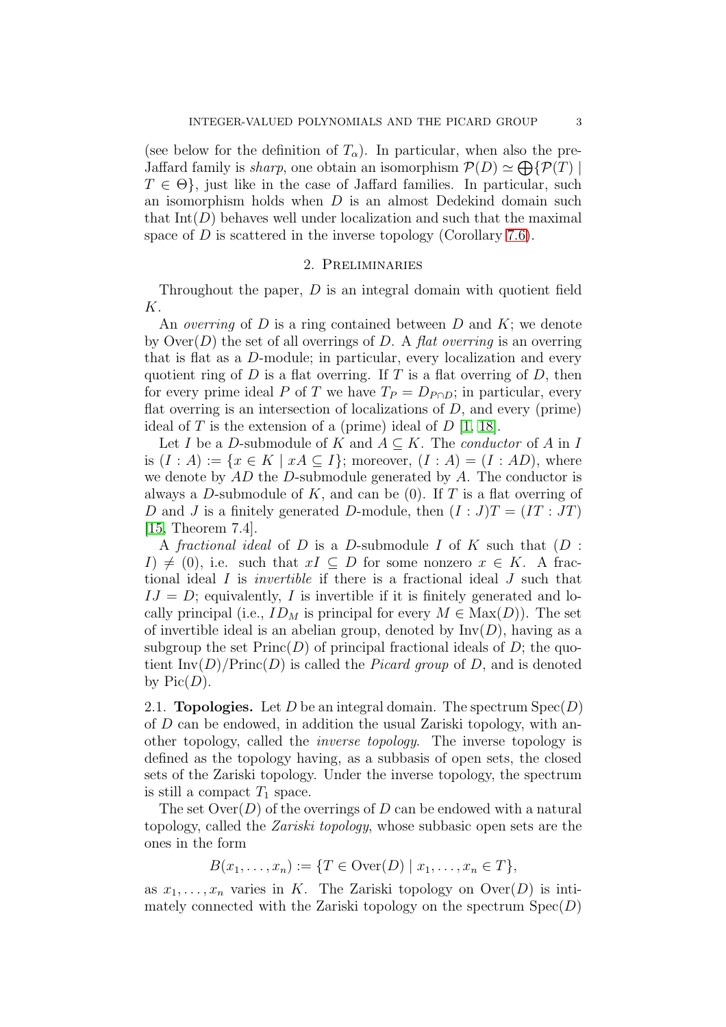(see below for the definition of $T_\alpha$). In particular, when also the pre-Jaffard family is *sharp*, one obtain an isomorphism $\mathcal{P}(D) \simeq \bigoplus\{\mathcal{P}(T) \mid T \in \Theta\}$, just like in the case of Jaffard families. In particular, such an isomorphism holds when $D$ is an almost Dedekind domain such that $\mathrm{Int}(D)$ behaves well under localization and such that the maximal space of $D$ is scattered in the inverse topology (Corollary 7.6).

## 2. Preliminaries

Throughout the paper, $D$ is an integral domain with quotient field $K$.

An *overring* of $D$ is a ring contained between $D$ and $K$; we denote by $\mathrm{Over}(D)$ the set of all overrings of $D$. A *flat overring* is an overring that is flat as a $D$-module; in particular, every localization and every quotient ring of $D$ is a flat overring. If $T$ is a flat overring of $D$, then for every prime ideal $P$ of $T$ we have $T_P = D_{P\cap D}$; in particular, every flat overring is an intersection of localizations of $D$, and every (prime) ideal of $T$ is the extension of a (prime) ideal of $D$ [1, 18].

Let $I$ be a $D$-submodule of $K$ and $A \subseteq K$. The *conductor* of $A$ in $I$ is $(I : A) := \{x \in K \mid xA \subseteq I\}$; moreover, $(I : A) = (I : AD)$, where we denote by $AD$ the $D$-submodule generated by $A$. The conductor is always a $D$-submodule of $K$, and can be $(0)$. If $T$ is a flat overring of $D$ and $J$ is a finitely generated $D$-module, then $(I : J)T = (IT : JT)$ [15, Theorem 7.4].

A *fractional ideal* of $D$ is a $D$-submodule $I$ of $K$ such that $(D : I) \neq (0)$, i.e. such that $xI \subseteq D$ for some nonzero $x \in K$. A fractional ideal $I$ is *invertible* if there is a fractional ideal $J$ such that $IJ = D$; equivalently, $I$ is invertible if it is finitely generated and locally principal (i.e., $ID_M$ is principal for every $M \in \mathrm{Max}(D)$). The set of invertible ideal is an abelian group, denoted by $\mathrm{Inv}(D)$, having as a subgroup the set $\mathrm{Princ}(D)$ of principal fractional ideals of $D$; the quotient $\mathrm{Inv}(D)/\mathrm{Princ}(D)$ is called the *Picard group* of $D$, and is denoted by $\mathrm{Pic}(D)$.

### 2.1. Topologies.

Let $D$ be an integral domain. The spectrum $\mathrm{Spec}(D)$ of $D$ can be endowed, in addition the usual Zariski topology, with another topology, called the *inverse topology*. The inverse topology is defined as the topology having, as a subbasis of open sets, the closed sets of the Zariski topology. Under the inverse topology, the spectrum is still a compact $T_1$ space.

The set $\mathrm{Over}(D)$ of the overrings of $D$ can be endowed with a natural topology, called the *Zariski topology*, whose subbasic open sets are the ones in the form

$$B(x_1, \ldots, x_n) := \{T \in \mathrm{Over}(D) \mid x_1, \ldots, x_n \in T\},$$

as $x_1, \ldots, x_n$ varies in $K$. The Zariski topology on $\mathrm{Over}(D)$ is intimately connected with the Zariski topology on the spectrum $\mathrm{Spec}(D)$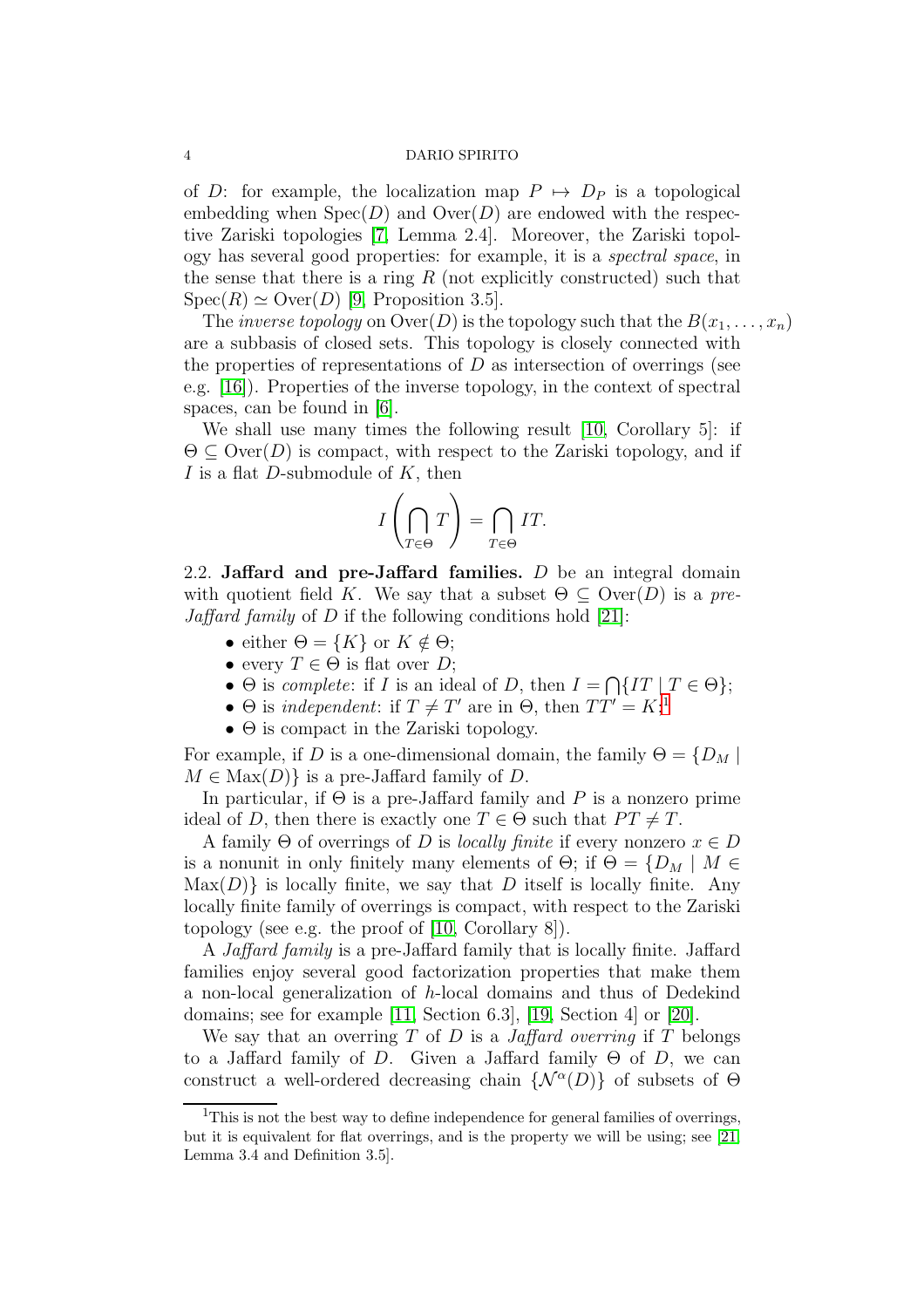of $D$: for example, the localization map $P \mapsto D_P$ is a topological embedding when $\mathrm{Spec}(D)$ and $\mathrm{Over}(D)$ are endowed with the respective Zariski topologies [7, Lemma 2.4]. Moreover, the Zariski topology has several good properties: for example, it is a *spectral space*, in the sense that there is a ring $R$ (not explicitly constructed) such that $\mathrm{Spec}(R) \simeq \mathrm{Over}(D)$ [9, Proposition 3.5].

The *inverse topology* on $\mathrm{Over}(D)$ is the topology such that the $B(x_1, \ldots, x_n)$ are a subbasis of closed sets. This topology is closely connected with the properties of representations of $D$ as intersection of overrings (see e.g. [16]). Properties of the inverse topology, in the context of spectral spaces, can be found in [6].

We shall use many times the following result [10, Corollary 5]: if $\Theta \subseteq \mathrm{Over}(D)$ is compact, with respect to the Zariski topology, and if $I$ is a flat $D$-submodule of $K$, then

$$I\left(\bigcap_{T\in\Theta} T\right) = \bigcap_{T\in\Theta} IT.$$

2.2. **Jaffard and pre-Jaffard families.** $D$ be an integral domain with quotient field $K$. We say that a subset $\Theta \subseteq \mathrm{Over}(D)$ is a *pre-Jaffard family* of $D$ if the following conditions hold [21]:

- either $\Theta = \{K\}$ or $K \notin \Theta$;
- every $T \in \Theta$ is flat over $D$;
- $\Theta$ is *complete*: if $I$ is an ideal of $D$, then $I = \bigcap\{IT \mid T \in \Theta\}$;
- $\Theta$ is *independent*: if $T \neq T'$ are in $\Theta$, then $TT' = K$;[1]
- $\Theta$ is compact in the Zariski topology.

For example, if $D$ is a one-dimensional domain, the family $\Theta = \{D_M \mid M \in \mathrm{Max}(D)\}$ is a pre-Jaffard family of $D$.

In particular, if $\Theta$ is a pre-Jaffard family and $P$ is a nonzero prime ideal of $D$, then there is exactly one $T \in \Theta$ such that $PT \neq T$.

A family $\Theta$ of overrings of $D$ is *locally finite* if every nonzero $x \in D$ is a nonunit in only finitely many elements of $\Theta$; if $\Theta = \{D_M \mid M \in \mathrm{Max}(D)\}$ is locally finite, we say that $D$ itself is locally finite. Any locally finite family of overrings is compact, with respect to the Zariski topology (see e.g. the proof of [10, Corollary 8]).

A *Jaffard family* is a pre-Jaffard family that is locally finite. Jaffard families enjoy several good factorization properties that make them a non-local generalization of $h$-local domains and thus of Dedekind domains; see for example [11, Section 6.3], [19, Section 4] or [20].

We say that an overring $T$ of $D$ is a *Jaffard overring* if $T$ belongs to a Jaffard family of $D$. Given a Jaffard family $\Theta$ of $D$, we can construct a well-ordered decreasing chain $\{\mathcal{N}^\alpha(D)\}$ of subsets of $\Theta$

[1] This is not the best way to define independence for general families of overrings, but it is equivalent for flat overrings, and is the property we will be using; see [21, Lemma 3.4 and Definition 3.5].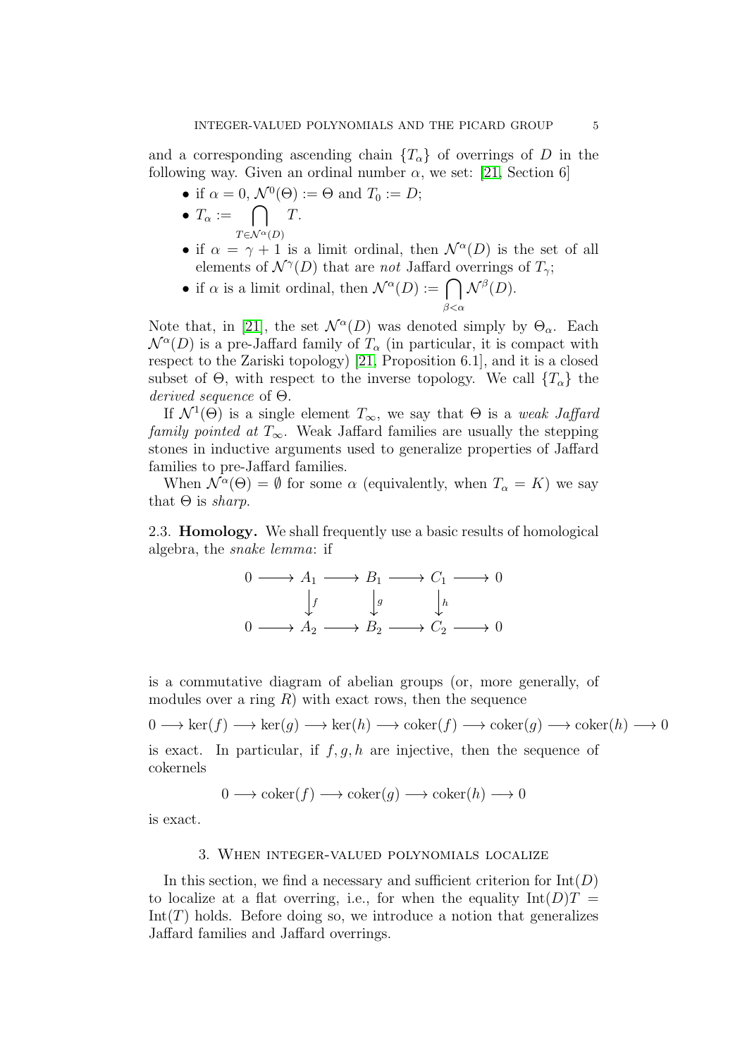and a corresponding ascending chain $\{T_\alpha\}$ of overrings of $D$ in the following way. Given an ordinal number $\alpha$, we set: [21, Section 6]

- if $\alpha = 0$, $\mathcal{N}^0(\Theta) := \Theta$ and $T_0 := D$;
- $T_\alpha := \bigcap_{T \in \mathcal{N}^\alpha(D)} T$.
- if $\alpha = \gamma + 1$ is a limit ordinal, then $\mathcal{N}^\alpha(D)$ is the set of all elements of $\mathcal{N}^\gamma(D)$ that are *not* Jaffard overrings of $T_\gamma$;
- if $\alpha$ is a limit ordinal, then $\mathcal{N}^\alpha(D) := \bigcap_{\beta < \alpha} \mathcal{N}^\beta(D)$.

Note that, in [21], the set $\mathcal{N}^\alpha(D)$ was denoted simply by $\Theta_\alpha$. Each $\mathcal{N}^\alpha(D)$ is a pre-Jaffard family of $T_\alpha$ (in particular, it is compact with respect to the Zariski topology) [21, Proposition 6.1], and it is a closed subset of $\Theta$, with respect to the inverse topology. We call $\{T_\alpha\}$ the *derived sequence* of $\Theta$.

If $\mathcal{N}^1(\Theta)$ is a single element $T_\infty$, we say that $\Theta$ is a *weak Jaffard family pointed at* $T_\infty$. Weak Jaffard families are usually the stepping stones in inductive arguments used to generalize properties of Jaffard families to pre-Jaffard families.

When $\mathcal{N}^\alpha(\Theta) = \emptyset$ for some $\alpha$ (equivalently, when $T_\alpha = K$) we say that $\Theta$ is *sharp*.

## 2.3. Homology.

We shall frequently use a basic results of homological algebra, the *snake lemma*: if

$$\begin{array}{ccccccccc}
0 & \longrightarrow & A_1 & \longrightarrow & B_1 & \longrightarrow & C_1 & \longrightarrow & 0 \\
 & & \downarrow{\scriptstyle f} & & \downarrow{\scriptstyle g} & & \downarrow{\scriptstyle h} & & \\
0 & \longrightarrow & A_2 & \longrightarrow & B_2 & \longrightarrow & C_2 & \longrightarrow & 0
\end{array}$$

is a commutative diagram of abelian groups (or, more generally, of modules over a ring $R$) with exact rows, then the sequence

$$0 \longrightarrow \ker(f) \longrightarrow \ker(g) \longrightarrow \ker(h) \longrightarrow \operatorname{coker}(f) \longrightarrow \operatorname{coker}(g) \longrightarrow \operatorname{coker}(h) \longrightarrow 0$$

is exact. In particular, if $f, g, h$ are injective, then the sequence of cokernels

$$0 \longrightarrow \operatorname{coker}(f) \longrightarrow \operatorname{coker}(g) \longrightarrow \operatorname{coker}(h) \longrightarrow 0$$

is exact.

# 3. When integer-valued polynomials localize

In this section, we find a necessary and sufficient criterion for $\operatorname{Int}(D)$ to localize at a flat overring, i.e., for when the equality $\operatorname{Int}(D)T = \operatorname{Int}(T)$ holds. Before doing so, we introduce a notion that generalizes Jaffard families and Jaffard overrings.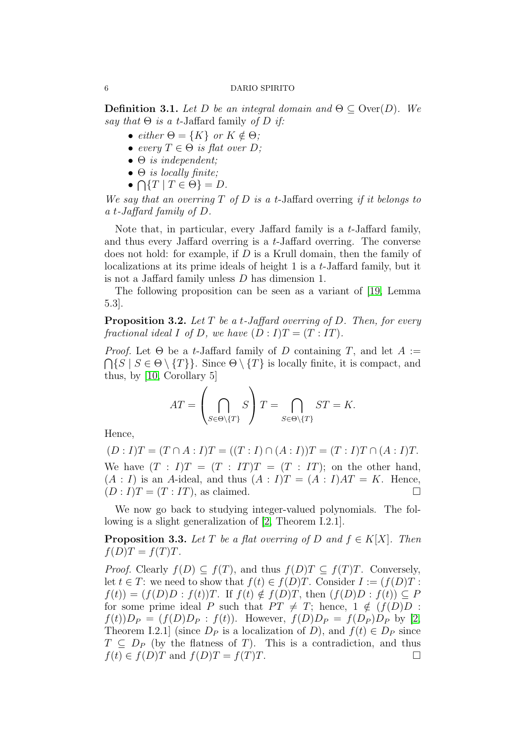**Definition 3.1.** *Let $D$ be an integral domain and $\Theta \subseteq \mathrm{Over}(D)$. We say that $\Theta$ is a $t$-*Jaffard family *of $D$ if:*

- *either $\Theta = \{K\}$ or $K \notin \Theta$;*
- *every $T \in \Theta$ is flat over $D$;*
- *$\Theta$ is independent;*
- *$\Theta$ is locally finite;*
- *$\bigcap\{T \mid T \in \Theta\} = D$.*

*We say that an overring $T$ of $D$ is a $t$-*Jaffard overring *if it belongs to a $t$-Jaffard family of $D$.*

Note that, in particular, every Jaffard family is a $t$-Jaffard family, and thus every Jaffard overring is a $t$-Jaffard overring. The converse does not hold: for example, if $D$ is a Krull domain, then the family of localizations at its prime ideals of height 1 is a $t$-Jaffard family, but it is not a Jaffard family unless $D$ has dimension 1.

The following proposition can be seen as a variant of [19, Lemma 5.3].

**Proposition 3.2.** *Let $T$ be a $t$-Jaffard overring of $D$. Then, for every fractional ideal $I$ of $D$, we have $(D : I)T = (T : IT)$.*

*Proof.* Let $\Theta$ be a $t$-Jaffard family of $D$ containing $T$, and let $A := \bigcap\{S \mid S \in \Theta \setminus \{T\}\}$. Since $\Theta \setminus \{T\}$ is locally finite, it is compact, and thus, by [10, Corollary 5]

$$AT = \left(\bigcap_{S \in \Theta \setminus \{T\}} S\right) T = \bigcap_{S \in \Theta \setminus \{T\}} ST = K.$$

Hence,

$$(D : I)T = (T \cap A : I)T = ((T : I) \cap (A : I))T = (T : I)T \cap (A : I)T.$$

We have $(T : I)T = (T : IT)T = (T : IT)$; on the other hand, $(A : I)$ is an $A$-ideal, and thus $(A : I)T = (A : I)AT = K$. Hence, $(D : I)T = (T : IT)$, as claimed. □

We now go back to studying integer-valued polynomials. The following is a slight generalization of [2, Theorem I.2.1].

**Proposition 3.3.** *Let $T$ be a flat overring of $D$ and $f \in K[X]$. Then $f(D)T = f(T)T$.*

*Proof.* Clearly $f(D) \subseteq f(T)$, and thus $f(D)T \subseteq f(T)T$. Conversely, let $t \in T$: we need to show that $f(t) \in f(D)T$. Consider $I := (f(D)T : f(t)) = (f(D)D : f(t))T$. If $f(t) \notin f(D)T$, then $(f(D)D : f(t)) \subseteq P$ for some prime ideal $P$ such that $PT \neq T$; hence, $1 \notin (f(D)D : f(t))D_P = (f(D)D_P : f(t))$. However, $f(D)D_P = f(D_P)D_P$ by [2, Theorem I.2.1] (since $D_P$ is a localization of $D$), and $f(t) \in D_P$ since $T \subseteq D_P$ (by the flatness of $T$). This is a contradiction, and thus $f(t) \in f(D)T$ and $f(D)T = f(T)T$. □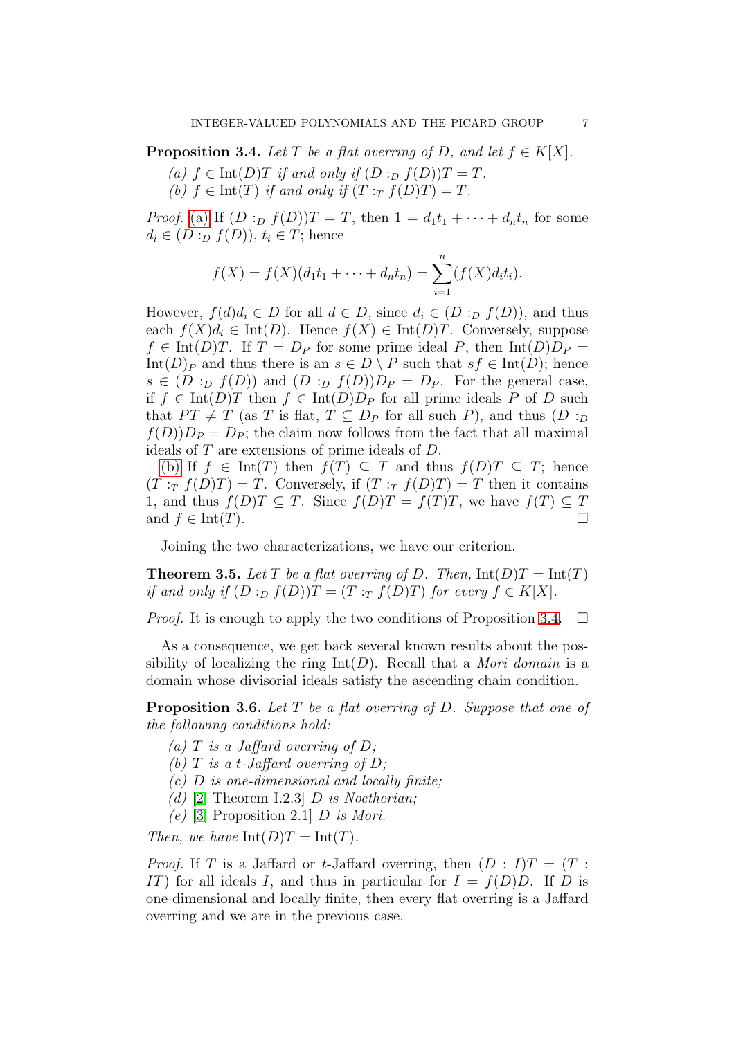**Proposition 3.4.** *Let $T$ be a flat overring of $D$, and let $f \in K[X]$.*

*(a) $f \in \mathrm{Int}(D)T$ if and only if $(D :_D f(D))T = T$.*
*(b) $f \in \mathrm{Int}(T)$ if and only if $(T :_T f(D)T) = T$.*

*Proof.* (a) If $(D :_D f(D))T = T$, then $1 = d_1t_1 + \cdots + d_nt_n$ for some $d_i \in (D :_D f(D))$, $t_i \in T$; hence

$$f(X) = f(X)(d_1t_1 + \cdots + d_nt_n) = \sum_{i=1}^{n}(f(X)d_it_i).$$

However, $f(d)d_i \in D$ for all $d \in D$, since $d_i \in (D :_D f(D))$, and thus each $f(X)d_i \in \mathrm{Int}(D)$. Hence $f(X) \in \mathrm{Int}(D)T$. Conversely, suppose $f \in \mathrm{Int}(D)T$. If $T = D_P$ for some prime ideal $P$, then $\mathrm{Int}(D)D_P = \mathrm{Int}(D)_P$ and thus there is an $s \in D \setminus P$ such that $sf \in \mathrm{Int}(D)$; hence $s \in (D :_D f(D))$ and $(D :_D f(D))D_P = D_P$. For the general case, if $f \in \mathrm{Int}(D)T$ then $f \in \mathrm{Int}(D)D_P$ for all prime ideals $P$ of $D$ such that $PT \neq T$ (as $T$ is flat, $T \subseteq D_P$ for all such $P$), and thus $(D :_D f(D))D_P = D_P$; the claim now follows from the fact that all maximal ideals of $T$ are extensions of prime ideals of $D$.

(b) If $f \in \mathrm{Int}(T)$ then $f(T) \subseteq T$ and thus $f(D)T \subseteq T$; hence $(T :_T f(D)T) = T$. Conversely, if $(T :_T f(D)T) = T$ then it contains 1, and thus $f(D)T \subseteq T$. Since $f(D)T = f(T)T$, we have $f(T) \subseteq T$ and $f \in \mathrm{Int}(T)$. $\square$

Joining the two characterizations, we have our criterion.

**Theorem 3.5.** *Let $T$ be a flat overring of $D$. Then, $\mathrm{Int}(D)T = \mathrm{Int}(T)$ if and only if $(D :_D f(D))T = (T :_T f(D)T)$ for every $f \in K[X]$.*

*Proof.* It is enough to apply the two conditions of Proposition 3.4. $\square$

As a consequence, we get back several known results about the possibility of localizing the ring $\mathrm{Int}(D)$. Recall that a *Mori domain* is a domain whose divisorial ideals satisfy the ascending chain condition.

**Proposition 3.6.** *Let $T$ be a flat overring of $D$. Suppose that one of the following conditions hold:*

*(a) $T$ is a Jaffard overring of $D$;*
*(b) $T$ is a $t$-Jaffard overring of $D$;*
*(c) $D$ is one-dimensional and locally finite;*
*(d)* [2, Theorem I.2.3] *$D$ is Noetherian;*
*(e)* [3, Proposition 2.1] *$D$ is Mori.*

*Then, we have $\mathrm{Int}(D)T = \mathrm{Int}(T)$.*

*Proof.* If $T$ is a Jaffard or $t$-Jaffard overring, then $(D : I)T = (T : IT)$ for all ideals $I$, and thus in particular for $I = f(D)D$. If $D$ is one-dimensional and locally finite, then every flat overring is a Jaffard overring and we are in the previous case.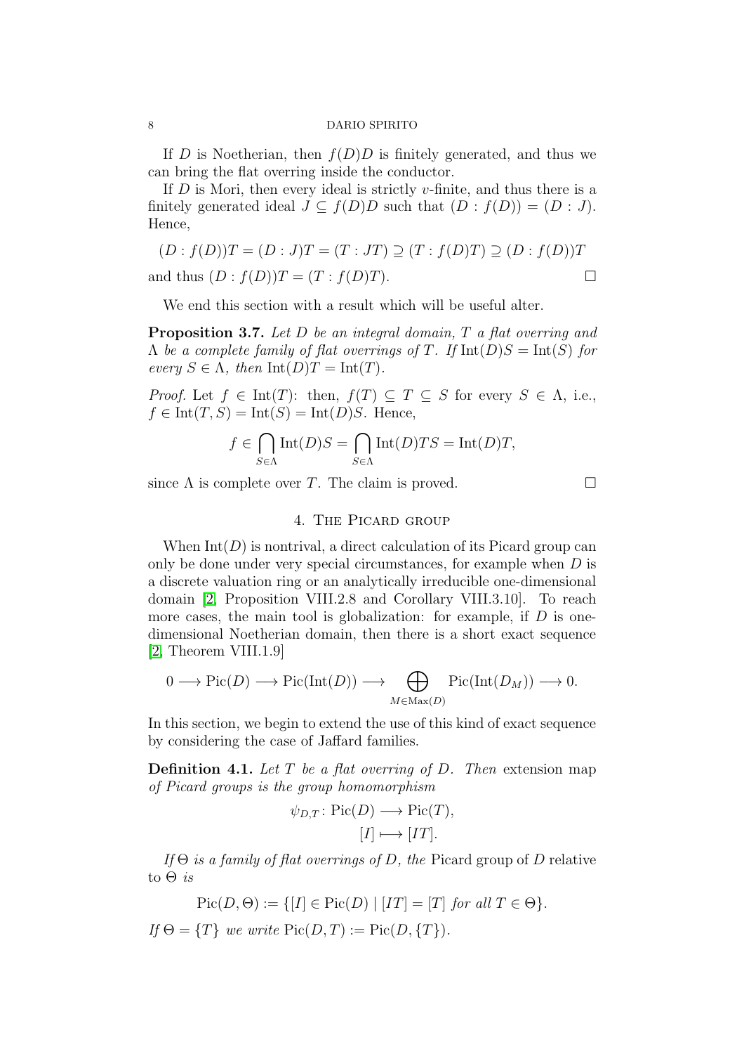If $D$ is Noetherian, then $f(D)D$ is finitely generated, and thus we can bring the flat overring inside the conductor.

If $D$ is Mori, then every ideal is strictly $v$-finite, and thus there is a finitely generated ideal $J \subseteq f(D)D$ such that $(D : f(D)) = (D : J)$. Hence,

$$(D : f(D))T = (D : J)T = (T : JT) \supseteq (T : f(D)T) \supseteq (D : f(D))T$$

and thus $(D : f(D))T = (T : f(D)T)$. □

We end this section with a result which will be useful alter.

**Proposition 3.7.** *Let $D$ be an integral domain, $T$ a flat overring and $\Lambda$ be a complete family of flat overrings of $T$. If $\mathrm{Int}(D)S = \mathrm{Int}(S)$ for every $S \in \Lambda$, then $\mathrm{Int}(D)T = \mathrm{Int}(T)$.*

*Proof.* Let $f \in \mathrm{Int}(T)$: then, $f(T) \subseteq T \subseteq S$ for every $S \in \Lambda$, i.e., $f \in \mathrm{Int}(T, S) = \mathrm{Int}(S) = \mathrm{Int}(D)S$. Hence,

$$f \in \bigcap_{S \in \Lambda} \mathrm{Int}(D)S = \bigcap_{S \in \Lambda} \mathrm{Int}(D)TS = \mathrm{Int}(D)T,$$

since $\Lambda$ is complete over $T$. The claim is proved. □

## 4. The Picard group

When $\mathrm{Int}(D)$ is nontrival, a direct calculation of its Picard group can only be done under very special circumstances, for example when $D$ is a discrete valuation ring or an analytically irreducible one-dimensional domain [2, Proposition VIII.2.8 and Corollary VIII.3.10]. To reach more cases, the main tool is globalization: for example, if $D$ is one-dimensional Noetherian domain, then there is a short exact sequence [2, Theorem VIII.1.9]

$$0 \longrightarrow \mathrm{Pic}(D) \longrightarrow \mathrm{Pic}(\mathrm{Int}(D)) \longrightarrow \bigoplus_{M \in \mathrm{Max}(D)} \mathrm{Pic}(\mathrm{Int}(D_M)) \longrightarrow 0.$$

In this section, we begin to extend the use of this kind of exact sequence by considering the case of Jaffard families.

**Definition 4.1.** *Let $T$ be a flat overring of $D$. Then* extension map of Picard groups *is the group homomorphism*

$$\psi_{D,T} \colon \mathrm{Pic}(D) \longrightarrow \mathrm{Pic}(T),$$
$$[I] \longmapsto [IT].$$

*If $\Theta$ is a family of flat overrings of $D$, the* Picard group of $D$ relative to $\Theta$ *is*

$$\mathrm{Pic}(D, \Theta) := \{[I] \in \mathrm{Pic}(D) \mid [IT] = [T] \text{ for all } T \in \Theta\}.$$

*If $\Theta = \{T\}$ we write $\mathrm{Pic}(D, T) := \mathrm{Pic}(D, \{T\})$.*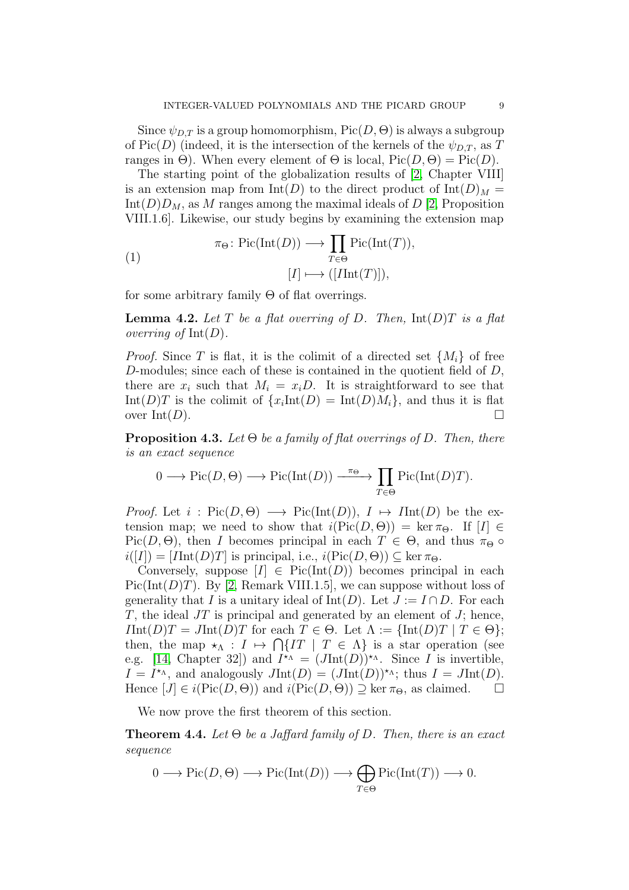Since $\psi_{D,T}$ is a group homomorphism, $\mathrm{Pic}(D,\Theta)$ is always a subgroup of $\mathrm{Pic}(D)$ (indeed, it is the intersection of the kernels of the $\psi_{D,T}$, as $T$ ranges in $\Theta$). When every element of $\Theta$ is local, $\mathrm{Pic}(D,\Theta) = \mathrm{Pic}(D)$.

The starting point of the globalization results of [2, Chapter VIII] is an extension map from $\mathrm{Int}(D)$ to the direct product of $\mathrm{Int}(D)_M = \mathrm{Int}(D)D_M$, as $M$ ranges among the maximal ideals of $D$ [2, Proposition VIII.1.6]. Likewise, our study begins by examining the extension map

$$\begin{aligned} \pi_\Theta \colon \mathrm{Pic}(\mathrm{Int}(D)) &\longrightarrow \prod_{T\in\Theta} \mathrm{Pic}(\mathrm{Int}(T)), \\ [I] &\longmapsto ([I\mathrm{Int}(T)]), \end{aligned} \tag{1}$$

for some arbitrary family $\Theta$ of flat overrings.

**Lemma 4.2.** *Let $T$ be a flat overring of $D$. Then, $\mathrm{Int}(D)T$ is a flat overring of $\mathrm{Int}(D)$.*

*Proof.* Since $T$ is flat, it is the colimit of a directed set $\{M_i\}$ of free $D$-modules; since each of these is contained in the quotient field of $D$, there are $x_i$ such that $M_i = x_iD$. It is straightforward to see that $\mathrm{Int}(D)T$ is the colimit of $\{x_i\mathrm{Int}(D) = \mathrm{Int}(D)M_i\}$, and thus it is flat over $\mathrm{Int}(D)$. □

**Proposition 4.3.** *Let $\Theta$ be a family of flat overrings of $D$. Then, there is an exact sequence*

$$0 \longrightarrow \mathrm{Pic}(D,\Theta) \longrightarrow \mathrm{Pic}(\mathrm{Int}(D)) \xrightarrow{\ \pi_\Theta\ } \prod_{T\in\Theta} \mathrm{Pic}(\mathrm{Int}(D)T).$$

*Proof.* Let $i : \mathrm{Pic}(D,\Theta) \longrightarrow \mathrm{Pic}(\mathrm{Int}(D))$, $I \mapsto I\mathrm{Int}(D)$ be the extension map; we need to show that $i(\mathrm{Pic}(D,\Theta)) = \ker \pi_\Theta$. If $[I] \in \mathrm{Pic}(D,\Theta)$, then $I$ becomes principal in each $T \in \Theta$, and thus $\pi_\Theta \circ i([I]) = [I\mathrm{Int}(D)T]$ is principal, i.e., $i(\mathrm{Pic}(D,\Theta)) \subseteq \ker \pi_\Theta$.

Conversely, suppose $[I] \in \mathrm{Pic}(\mathrm{Int}(D))$ becomes principal in each $\mathrm{Pic}(\mathrm{Int}(D)T)$. By [2, Remark VIII.1.5], we can suppose without loss of generality that $I$ is a unitary ideal of $\mathrm{Int}(D)$. Let $J := I \cap D$. For each $T$, the ideal $JT$ is principal and generated by an element of $J$; hence, $I\mathrm{Int}(D)T = J\mathrm{Int}(D)T$ for each $T \in \Theta$. Let $\Lambda := \{\mathrm{Int}(D)T \mid T \in \Theta\}$; then, the map $\star_\Lambda : I \mapsto \bigcap\{IT \mid T \in \Lambda\}$ is a star operation (see e.g. [14, Chapter 32]) and $I^{\star_\Lambda} = (J\mathrm{Int}(D))^{\star_\Lambda}$. Since $I$ is invertible, $I = I^{\star_\Lambda}$, and analogously $J\mathrm{Int}(D) = (J\mathrm{Int}(D))^{\star_\Lambda}$; thus $I = J\mathrm{Int}(D)$. Hence $[J] \in i(\mathrm{Pic}(D,\Theta))$ and $i(\mathrm{Pic}(D,\Theta)) \supseteq \ker \pi_\Theta$, as claimed. □

We now prove the first theorem of this section.

**Theorem 4.4.** *Let $\Theta$ be a Jaffard family of $D$. Then, there is an exact sequence*

$$0 \longrightarrow \mathrm{Pic}(D,\Theta) \longrightarrow \mathrm{Pic}(\mathrm{Int}(D)) \longrightarrow \bigoplus_{T\in\Theta} \mathrm{Pic}(\mathrm{Int}(T)) \longrightarrow 0.$$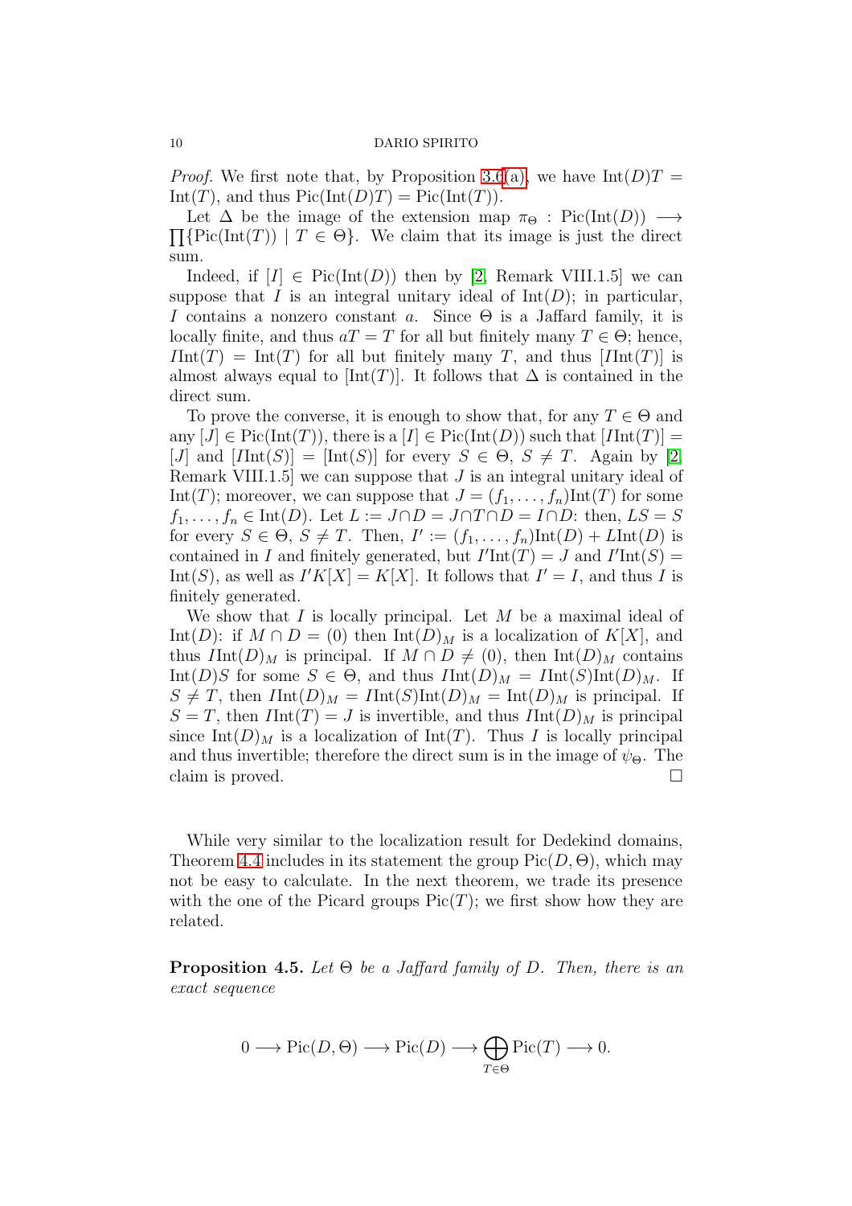*Proof.* We first note that, by Proposition 3.6(a), we have $\mathrm{Int}(D)T = \mathrm{Int}(T)$, and thus $\mathrm{Pic}(\mathrm{Int}(D)T) = \mathrm{Pic}(\mathrm{Int}(T))$.

Let $\Delta$ be the image of the extension map $\pi_\Theta : \mathrm{Pic}(\mathrm{Int}(D)) \longrightarrow \prod\{\mathrm{Pic}(\mathrm{Int}(T)) \mid T \in \Theta\}$. We claim that its image is just the direct sum.

Indeed, if $[I] \in \mathrm{Pic}(\mathrm{Int}(D))$ then by [2, Remark VIII.1.5] we can suppose that $I$ is an integral unitary ideal of $\mathrm{Int}(D)$; in particular, $I$ contains a nonzero constant $a$. Since $\Theta$ is a Jaffard family, it is locally finite, and thus $aT = T$ for all but finitely many $T \in \Theta$; hence, $I\mathrm{Int}(T) = \mathrm{Int}(T)$ for all but finitely many $T$, and thus $[I\mathrm{Int}(T)]$ is almost always equal to $[\mathrm{Int}(T)]$. It follows that $\Delta$ is contained in the direct sum.

To prove the converse, it is enough to show that, for any $T \in \Theta$ and any $[J] \in \mathrm{Pic}(\mathrm{Int}(T))$, there is a $[I] \in \mathrm{Pic}(\mathrm{Int}(D))$ such that $[I\mathrm{Int}(T)] = [J]$ and $[I\mathrm{Int}(S)] = [\mathrm{Int}(S)]$ for every $S \in \Theta$, $S \neq T$. Again by [2, Remark VIII.1.5] we can suppose that $J$ is an integral unitary ideal of $\mathrm{Int}(T)$; moreover, we can suppose that $J = (f_1, \dots, f_n)\mathrm{Int}(T)$ for some $f_1, \dots, f_n \in \mathrm{Int}(D)$. Let $L := J \cap D = J \cap T \cap D = I \cap D$: then, $LS = S$ for every $S \in \Theta$, $S \neq T$. Then, $I' := (f_1, \dots, f_n)\mathrm{Int}(D) + L\mathrm{Int}(D)$ is contained in $I$ and finitely generated, but $I'\mathrm{Int}(T) = J$ and $I'\mathrm{Int}(S) = \mathrm{Int}(S)$, as well as $I'K[X] = K[X]$. It follows that $I' = I$, and thus $I$ is finitely generated.

We show that $I$ is locally principal. Let $M$ be a maximal ideal of $\mathrm{Int}(D)$: if $M \cap D = (0)$ then $\mathrm{Int}(D)_M$ is a localization of $K[X]$, and thus $I\mathrm{Int}(D)_M$ is principal. If $M \cap D \neq (0)$, then $\mathrm{Int}(D)_M$ contains $\mathrm{Int}(D)S$ for some $S \in \Theta$, and thus $I\mathrm{Int}(D)_M = I\mathrm{Int}(S)\mathrm{Int}(D)_M$. If $S \neq T$, then $I\mathrm{Int}(D)_M = I\mathrm{Int}(S)\mathrm{Int}(D)_M = \mathrm{Int}(D)_M$ is principal. If $S = T$, then $I\mathrm{Int}(T) = J$ is invertible, and thus $I\mathrm{Int}(D)_M$ is principal since $\mathrm{Int}(D)_M$ is a localization of $\mathrm{Int}(T)$. Thus $I$ is locally principal and thus invertible; therefore the direct sum is in the image of $\psi_\Theta$. The claim is proved. $\square$

While very similar to the localization result for Dedekind domains, Theorem 4.4 includes in its statement the group $\mathrm{Pic}(D, \Theta)$, which may not be easy to calculate. In the next theorem, we trade its presence with the one of the Picard groups $\mathrm{Pic}(T)$; we first show how they are related.

**Proposition 4.5.** *Let $\Theta$ be a Jaffard family of $D$. Then, there is an exact sequence*

$$0 \longrightarrow \mathrm{Pic}(D, \Theta) \longrightarrow \mathrm{Pic}(D) \longrightarrow \bigoplus_{T \in \Theta} \mathrm{Pic}(T) \longrightarrow 0.$$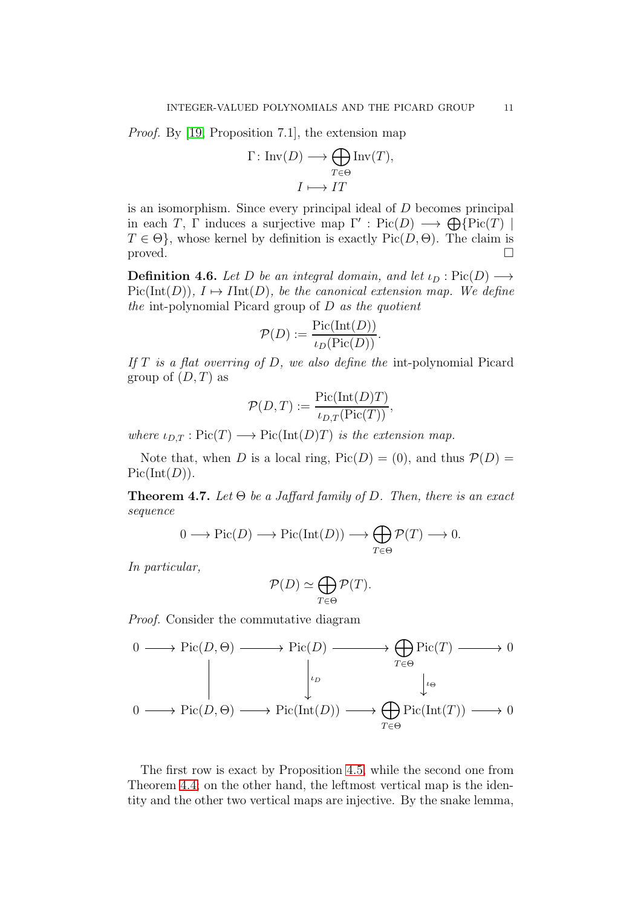*Proof.* By [19, Proposition 7.1], the extension map

$$\Gamma\colon \mathrm{Inv}(D) \longrightarrow \bigoplus_{T\in\Theta} \mathrm{Inv}(T),$$
$$I \longmapsto IT$$

is an isomorphism. Since every principal ideal of $D$ becomes principal in each $T$, $\Gamma$ induces a surjective map $\Gamma' : \mathrm{Pic}(D) \longrightarrow \bigoplus\{\mathrm{Pic}(T) \mid T \in \Theta\}$, whose kernel by definition is exactly $\mathrm{Pic}(D, \Theta)$. The claim is proved. □

**Definition 4.6.** *Let $D$ be an integral domain, and let $\iota_D : \mathrm{Pic}(D) \longrightarrow \mathrm{Pic}(\mathrm{Int}(D))$, $I \mapsto I\mathrm{Int}(D)$, be the canonical extension map. We define the* int-polynomial Picard group of $D$ *as the quotient*

$$\mathcal{P}(D) := \frac{\mathrm{Pic}(\mathrm{Int}(D))}{\iota_D(\mathrm{Pic}(D))}.$$

*If $T$ is a flat overring of $D$, we also define the* int-polynomial Picard group of $(D, T)$ *as*

$$\mathcal{P}(D, T) := \frac{\mathrm{Pic}(\mathrm{Int}(D)T)}{\iota_{D,T}(\mathrm{Pic}(T))},$$

*where $\iota_{D,T} : \mathrm{Pic}(T) \longrightarrow \mathrm{Pic}(\mathrm{Int}(D)T)$ is the extension map.*

Note that, when $D$ is a local ring, $\mathrm{Pic}(D) = (0)$, and thus $\mathcal{P}(D) = \mathrm{Pic}(\mathrm{Int}(D))$.

**Theorem 4.7.** *Let $\Theta$ be a Jaffard family of $D$. Then, there is an exact sequence*

$$0 \longrightarrow \mathrm{Pic}(D) \longrightarrow \mathrm{Pic}(\mathrm{Int}(D)) \longrightarrow \bigoplus_{T\in\Theta} \mathcal{P}(T) \longrightarrow 0.$$

*In particular,*

$$\mathcal{P}(D) \simeq \bigoplus_{T\in\Theta} \mathcal{P}(T).$$

*Proof.* Consider the commutative diagram

$$\begin{array}{ccccccccc}
0 & \longrightarrow & \mathrm{Pic}(D,\Theta) & \longrightarrow & \mathrm{Pic}(D) & \longrightarrow & \bigoplus_{T\in\Theta} \mathrm{Pic}(T) & \longrightarrow & 0 \\
 & & \Big\| & & \Big\downarrow{\scriptstyle \iota_D} & & \Big\downarrow{\scriptstyle \iota_\Theta} & & \\
0 & \longrightarrow & \mathrm{Pic}(D,\Theta) & \longrightarrow & \mathrm{Pic}(\mathrm{Int}(D)) & \longrightarrow & \bigoplus_{T\in\Theta} \mathrm{Pic}(\mathrm{Int}(T)) & \longrightarrow & 0
\end{array}$$

The first row is exact by Proposition 4.5, while the second one from Theorem 4.4; on the other hand, the leftmost vertical map is the identity and the other two vertical maps are injective. By the snake lemma,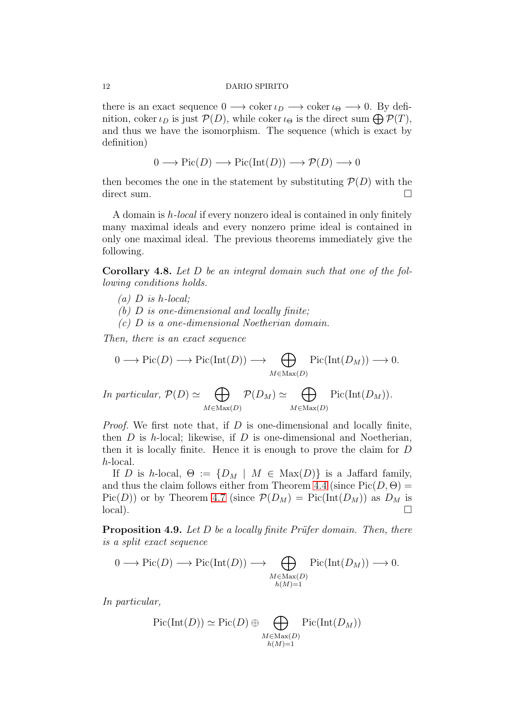there is an exact sequence $0 \longrightarrow \operatorname{coker} \iota_D \longrightarrow \operatorname{coker} \iota_\Theta \longrightarrow 0$. By definition, $\operatorname{coker} \iota_D$ is just $\mathcal{P}(D)$, while $\operatorname{coker} \iota_\Theta$ is the direct sum $\bigoplus \mathcal{P}(T)$, and thus we have the isomorphism. The sequence (which is exact by definition)

$$0 \longrightarrow \operatorname{Pic}(D) \longrightarrow \operatorname{Pic}(\operatorname{Int}(D)) \longrightarrow \mathcal{P}(D) \longrightarrow 0$$

then becomes the one in the statement by substituting $\mathcal{P}(D)$ with the direct sum. $\square$

A domain is *h-local* if every nonzero ideal is contained in only finitely many maximal ideals and every nonzero prime ideal is contained in only one maximal ideal. The previous theorems immediately give the following.

**Corollary 4.8.** *Let $D$ be an integral domain such that one of the following conditions holds.*

*(a) $D$ is $h$-local;*
*(b) $D$ is one-dimensional and locally finite;*
*(c) $D$ is a one-dimensional Noetherian domain.*

*Then, there is an exact sequence*

$$0 \longrightarrow \operatorname{Pic}(D) \longrightarrow \operatorname{Pic}(\operatorname{Int}(D)) \longrightarrow \bigoplus_{M \in \operatorname{Max}(D)} \operatorname{Pic}(\operatorname{Int}(D_M)) \longrightarrow 0.$$

*In particular,* $\mathcal{P}(D) \simeq \bigoplus_{M \in \operatorname{Max}(D)} \mathcal{P}(D_M) \simeq \bigoplus_{M \in \operatorname{Max}(D)} \operatorname{Pic}(\operatorname{Int}(D_M)).$

*Proof.* We first note that, if $D$ is one-dimensional and locally finite, then $D$ is $h$-local; likewise, if $D$ is one-dimensional and Noetherian, then it is locally finite. Hence it is enough to prove the claim for $D$ $h$-local.

If $D$ is $h$-local, $\Theta := \{D_M \mid M \in \operatorname{Max}(D)\}$ is a Jaffard family, and thus the claim follows either from Theorem 4.4 (since $\operatorname{Pic}(D, \Theta) = \operatorname{Pic}(D)$) or by Theorem 4.7 (since $\mathcal{P}(D_M) = \operatorname{Pic}(\operatorname{Int}(D_M))$ as $D_M$ is local). $\square$

**Proposition 4.9.** *Let $D$ be a locally finite Prüfer domain. Then, there is a split exact sequence*

$$0 \longrightarrow \operatorname{Pic}(D) \longrightarrow \operatorname{Pic}(\operatorname{Int}(D)) \longrightarrow \bigoplus_{\substack{M \in \operatorname{Max}(D) \\ h(M)=1}} \operatorname{Pic}(\operatorname{Int}(D_M)) \longrightarrow 0.$$

*In particular,*

$$\operatorname{Pic}(\operatorname{Int}(D)) \simeq \operatorname{Pic}(D) \oplus \bigoplus_{\substack{M \in \operatorname{Max}(D) \\ h(M)=1}} \operatorname{Pic}(\operatorname{Int}(D_M))$$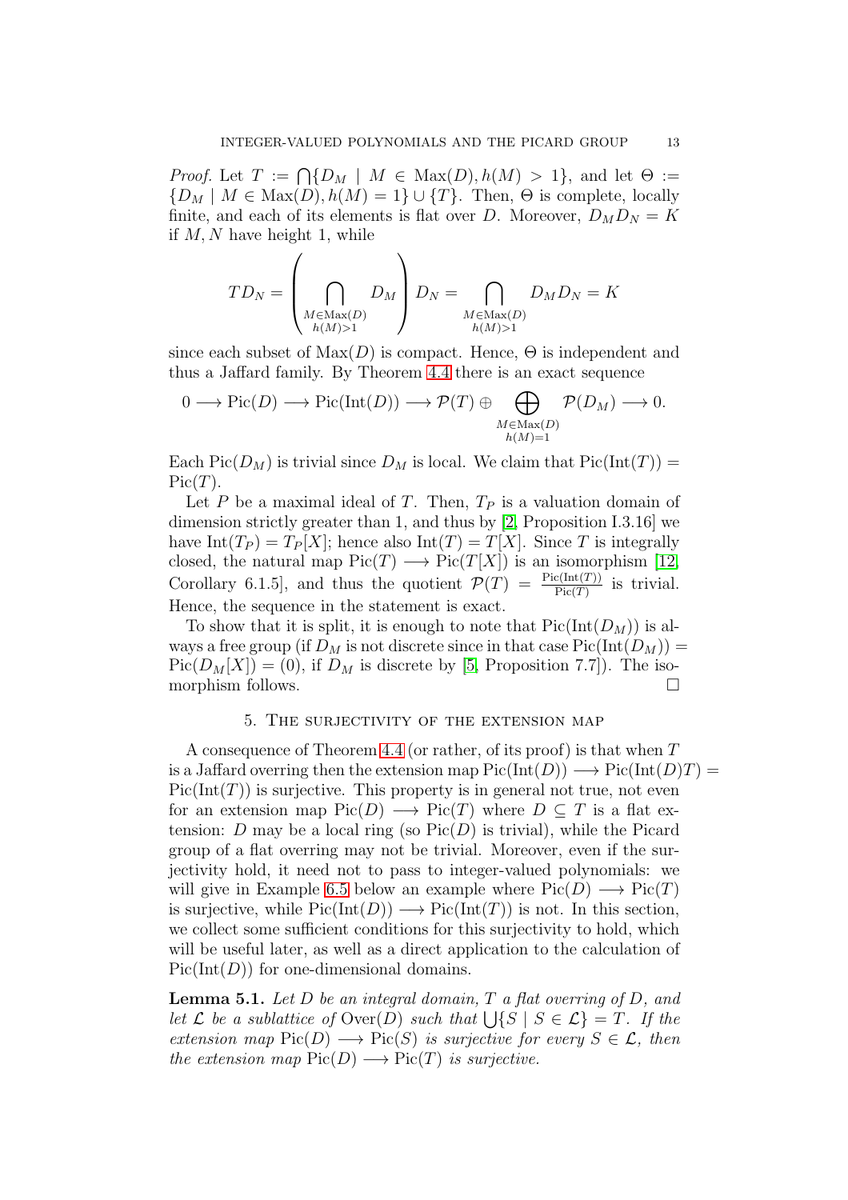*Proof.* Let $T := \bigcap\{D_M \mid M \in \mathrm{Max}(D), h(M) > 1\}$, and let $\Theta := \{D_M \mid M \in \mathrm{Max}(D), h(M) = 1\} \cup \{T\}$. Then, $\Theta$ is complete, locally finite, and each of its elements is flat over $D$. Moreover, $D_M D_N = K$ if $M, N$ have height 1, while

$$TD_N = \left( \bigcap_{\substack{M \in \mathrm{Max}(D) \\ h(M)>1}} D_M \right) D_N = \bigcap_{\substack{M \in \mathrm{Max}(D) \\ h(M)>1}} D_M D_N = K$$

since each subset of $\mathrm{Max}(D)$ is compact. Hence, $\Theta$ is independent and thus a Jaffard family. By Theorem 4.4 there is an exact sequence

$$0 \longrightarrow \mathrm{Pic}(D) \longrightarrow \mathrm{Pic}(\mathrm{Int}(D)) \longrightarrow \mathcal{P}(T) \oplus \bigoplus_{\substack{M \in \mathrm{Max}(D) \\ h(M)=1}} \mathcal{P}(D_M) \longrightarrow 0.$$

Each $\mathrm{Pic}(D_M)$ is trivial since $D_M$ is local. We claim that $\mathrm{Pic}(\mathrm{Int}(T)) = \mathrm{Pic}(T)$.

Let $P$ be a maximal ideal of $T$. Then, $T_P$ is a valuation domain of dimension strictly greater than 1, and thus by [2, Proposition I.3.16] we have $\mathrm{Int}(T_P) = T_P[X]$; hence also $\mathrm{Int}(T) = T[X]$. Since $T$ is integrally closed, the natural map $\mathrm{Pic}(T) \longrightarrow \mathrm{Pic}(T[X])$ is an isomorphism [12, Corollary 6.1.5], and thus the quotient $\mathcal{P}(T) = \frac{\mathrm{Pic}(\mathrm{Int}(T))}{\mathrm{Pic}(T)}$ is trivial. Hence, the sequence in the statement is exact.

To show that it is split, it is enough to note that $\mathrm{Pic}(\mathrm{Int}(D_M))$ is always a free group (if $D_M$ is not discrete since in that case $\mathrm{Pic}(\mathrm{Int}(D_M)) = \mathrm{Pic}(D_M[X]) = (0)$, if $D_M$ is discrete by [5, Proposition 7.7]). The isomorphism follows. □

## 5. The surjectivity of the extension map

A consequence of Theorem 4.4 (or rather, of its proof) is that when $T$ is a Jaffard overring then the extension map $\mathrm{Pic}(\mathrm{Int}(D)) \longrightarrow \mathrm{Pic}(\mathrm{Int}(D)T) = \mathrm{Pic}(\mathrm{Int}(T))$ is surjective. This property is in general not true, not even for an extension map $\mathrm{Pic}(D) \longrightarrow \mathrm{Pic}(T)$ where $D \subseteq T$ is a flat extension: $D$ may be a local ring (so $\mathrm{Pic}(D)$ is trivial), while the Picard group of a flat overring may not be trivial. Moreover, even if the surjectivity hold, it need not to pass to integer-valued polynomials: we will give in Example 6.5 below an example where $\mathrm{Pic}(D) \longrightarrow \mathrm{Pic}(T)$ is surjective, while $\mathrm{Pic}(\mathrm{Int}(D)) \longrightarrow \mathrm{Pic}(\mathrm{Int}(T))$ is not. In this section, we collect some sufficient conditions for this surjectivity to hold, which will be useful later, as well as a direct application to the calculation of $\mathrm{Pic}(\mathrm{Int}(D))$ for one-dimensional domains.

**Lemma 5.1.** *Let $D$ be an integral domain, $T$ a flat overring of $D$, and let $\mathcal{L}$ be a sublattice of $\mathrm{Over}(D)$ such that $\bigcup\{S \mid S \in \mathcal{L}\} = T$. If the extension map $\mathrm{Pic}(D) \longrightarrow \mathrm{Pic}(S)$ is surjective for every $S \in \mathcal{L}$, then the extension map $\mathrm{Pic}(D) \longrightarrow \mathrm{Pic}(T)$ is surjective.*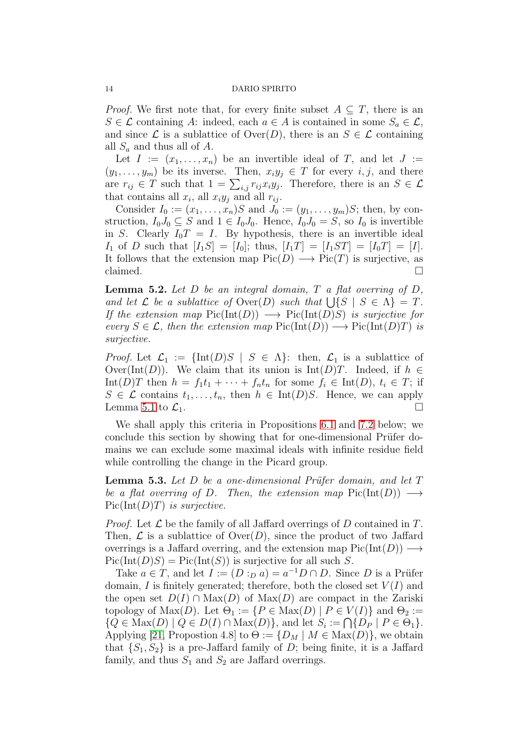*Proof.* We first note that, for every finite subset $A \subseteq T$, there is an $S \in \mathcal{L}$ containing $A$: indeed, each $a \in A$ is contained in some $S_a \in \mathcal{L}$, and since $\mathcal{L}$ is a sublattice of $\mathrm{Over}(D)$, there is an $S \in \mathcal{L}$ containing all $S_a$ and thus all of $A$.

Let $I := (x_1, \ldots, x_n)$ be an invertible ideal of $T$, and let $J := (y_1, \ldots, y_m)$ be its inverse. Then, $x_i y_j \in T$ for every $i, j$, and there are $r_{ij} \in T$ such that $1 = \sum_{i,j} r_{ij} x_i y_j$. Therefore, there is an $S \in \mathcal{L}$ that contains all $x_i$, all $x_i y_j$ and all $r_{ij}$.

Consider $I_0 := (x_1, \ldots, x_n)S$ and $J_0 := (y_1, \ldots, y_m)S$; then, by construction, $I_0 J_0 \subseteq S$ and $1 \in I_0 J_0$. Hence, $I_0 J_0 = S$, so $I_0$ is invertible in $S$. Clearly $I_0 T = I$. By hypothesis, there is an invertible ideal $I_1$ of $D$ such that $[I_1 S] = [I_0]$; thus, $[I_1 T] = [I_1 S T] = [I_0 T] = [I]$. It follows that the extension map $\mathrm{Pic}(D) \longrightarrow \mathrm{Pic}(T)$ is surjective, as claimed. $\square$

**Lemma 5.2.** *Let $D$ be an integral domain, $T$ a flat overring of $D$, and let $\mathcal{L}$ be a sublattice of $\mathrm{Over}(D)$ such that $\bigcup\{S \mid S \in \Lambda\} = T$. If the extension map $\mathrm{Pic}(\mathrm{Int}(D)) \longrightarrow \mathrm{Pic}(\mathrm{Int}(D)S)$ is surjective for every $S \in \mathcal{L}$, then the extension map $\mathrm{Pic}(\mathrm{Int}(D)) \longrightarrow \mathrm{Pic}(\mathrm{Int}(D)T)$ is surjective.*

*Proof.* Let $\mathcal{L}_1 := \{\mathrm{Int}(D)S \mid S \in \Lambda\}$: then, $\mathcal{L}_1$ is a sublattice of $\mathrm{Over}(\mathrm{Int}(D))$. We claim that its union is $\mathrm{Int}(D)T$. Indeed, if $h \in \mathrm{Int}(D)T$ then $h = f_1 t_1 + \cdots + f_n t_n$ for some $f_i \in \mathrm{Int}(D)$, $t_i \in T$; if $S \in \mathcal{L}$ contains $t_1, \ldots, t_n$, then $h \in \mathrm{Int}(D)S$. Hence, we can apply Lemma 5.1 to $\mathcal{L}_1$. $\square$

We shall apply this criteria in Propositions 6.1 and 7.2 below; we conclude this section by showing that for one-dimensional Prüfer domains we can exclude some maximal ideals with infinite residue field while controlling the change in the Picard group.

**Lemma 5.3.** *Let $D$ be a one-dimensional Prüfer domain, and let $T$ be a flat overring of $D$. Then, the extension map $\mathrm{Pic}(\mathrm{Int}(D)) \longrightarrow \mathrm{Pic}(\mathrm{Int}(D)T)$ is surjective.*

*Proof.* Let $\mathcal{L}$ be the family of all Jaffard overrings of $D$ contained in $T$. Then, $\mathcal{L}$ is a sublattice of $\mathrm{Over}(D)$, since the product of two Jaffard overrings is a Jaffard overring, and the extension map $\mathrm{Pic}(\mathrm{Int}(D)) \longrightarrow \mathrm{Pic}(\mathrm{Int}(D)S) = \mathrm{Pic}(\mathrm{Int}(S))$ is surjective for all such $S$.

Take $a \in T$, and let $I := (D :_D a) = a^{-1}D \cap D$. Since $D$ is a Prüfer domain, $I$ is finitely generated; therefore, both the closed set $V(I)$ and the open set $D(I) \cap \mathrm{Max}(D)$ of $\mathrm{Max}(D)$ are compact in the Zariski topology of $\mathrm{Max}(D)$. Let $\Theta_1 := \{P \in \mathrm{Max}(D) \mid P \in V(I)\}$ and $\Theta_2 := \{Q \in \mathrm{Max}(D) \mid Q \in D(I) \cap \mathrm{Max}(D)\}$, and let $S_i := \bigcap\{D_P \mid P \in \Theta_1\}$. Applying [21, Propostion 4.8] to $\Theta := \{D_M \mid M \in \mathrm{Max}(D)\}$, we obtain that $\{S_1, S_2\}$ is a pre-Jaffard family of $D$; being finite, it is a Jaffard family, and thus $S_1$ and $S_2$ are Jaffard overrings.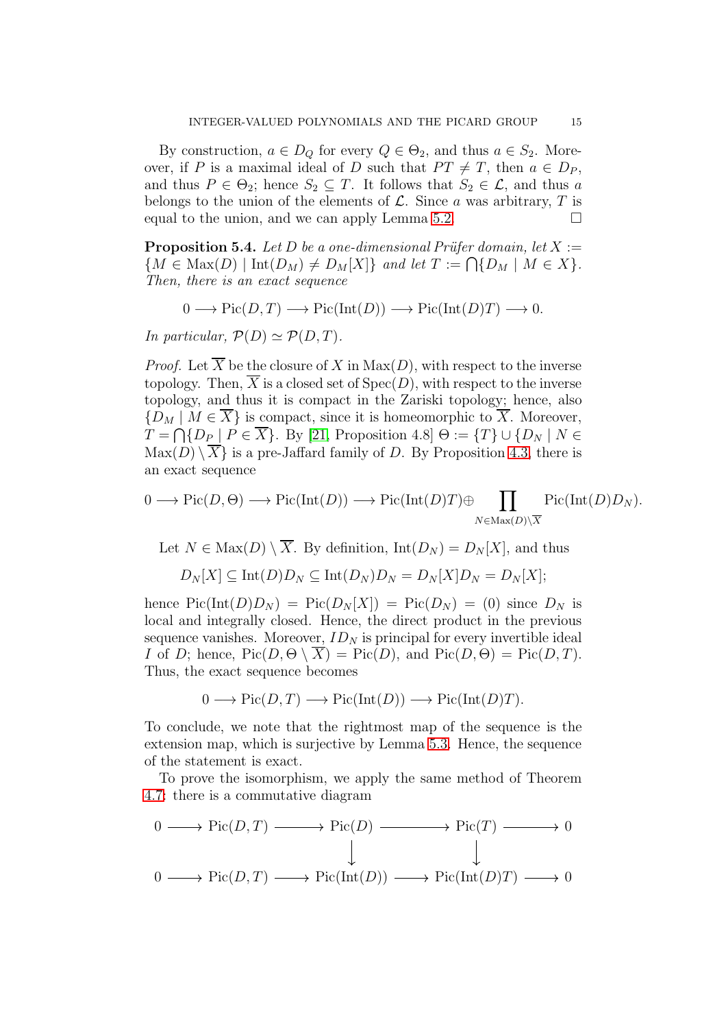By construction, $a \in D_Q$ for every $Q \in \Theta_2$, and thus $a \in S_2$. Moreover, if $P$ is a maximal ideal of $D$ such that $PT \neq T$, then $a \in D_P$, and thus $P \in \Theta_2$; hence $S_2 \subseteq T$. It follows that $S_2 \in \mathcal{L}$, and thus $a$ belongs to the union of the elements of $\mathcal{L}$. Since $a$ was arbitrary, $T$ is equal to the union, and we can apply Lemma 5.2. □

**Proposition 5.4.** *Let $D$ be a one-dimensional Prüfer domain, let $X := \{M \in \mathrm{Max}(D) \mid \mathrm{Int}(D_M) \neq D_M[X]\}$ and let $T := \bigcap\{D_M \mid M \in X\}$. Then, there is an exact sequence*

$$0 \longrightarrow \mathrm{Pic}(D,T) \longrightarrow \mathrm{Pic}(\mathrm{Int}(D)) \longrightarrow \mathrm{Pic}(\mathrm{Int}(D)T) \longrightarrow 0.$$

*In particular, $\mathcal{P}(D) \simeq \mathcal{P}(D,T)$.*

*Proof.* Let $\overline{X}$ be the closure of $X$ in $\mathrm{Max}(D)$, with respect to the inverse topology. Then, $\overline{X}$ is a closed set of $\mathrm{Spec}(D)$, with respect to the inverse topology, and thus it is compact in the Zariski topology; hence, also $\{D_M \mid M \in \overline{X}\}$ is compact, since it is homeomorphic to $\overline{X}$. Moreover, $T = \bigcap\{D_P \mid P \in \overline{X}\}$. By [21, Proposition 4.8] $\Theta := \{T\} \cup \{D_N \mid N \in \mathrm{Max}(D) \setminus \overline{X}\}$ is a pre-Jaffard family of $D$. By Proposition 4.3, there is an exact sequence

$$0 \longrightarrow \mathrm{Pic}(D,\Theta) \longrightarrow \mathrm{Pic}(\mathrm{Int}(D)) \longrightarrow \mathrm{Pic}(\mathrm{Int}(D)T) \oplus \prod_{N \in \mathrm{Max}(D)\setminus\overline{X}} \mathrm{Pic}(\mathrm{Int}(D)D_N).$$

Let $N \in \mathrm{Max}(D) \setminus \overline{X}$. By definition, $\mathrm{Int}(D_N) = D_N[X]$, and thus

$$D_N[X] \subseteq \mathrm{Int}(D)D_N \subseteq \mathrm{Int}(D_N)D_N = D_N[X]D_N = D_N[X];$$

hence $\mathrm{Pic}(\mathrm{Int}(D)D_N) = \mathrm{Pic}(D_N[X]) = \mathrm{Pic}(D_N) = (0)$ since $D_N$ is local and integrally closed. Hence, the direct product in the previous sequence vanishes. Moreover, $ID_N$ is principal for every invertible ideal $I$ of $D$; hence, $\mathrm{Pic}(D, \Theta \setminus \overline{X}) = \mathrm{Pic}(D)$, and $\mathrm{Pic}(D,\Theta) = \mathrm{Pic}(D,T)$. Thus, the exact sequence becomes

$$0 \longrightarrow \mathrm{Pic}(D,T) \longrightarrow \mathrm{Pic}(\mathrm{Int}(D)) \longrightarrow \mathrm{Pic}(\mathrm{Int}(D)T).$$

To conclude, we note that the rightmost map of the sequence is the extension map, which is surjective by Lemma 5.3. Hence, the sequence of the statement is exact.

To prove the isomorphism, we apply the same method of Theorem 4.7: there is a commutative diagram

$$\begin{array}{ccccccccc}
0 & \longrightarrow & \mathrm{Pic}(D,T) & \longrightarrow & \mathrm{Pic}(D) & \longrightarrow & \mathrm{Pic}(T) & \longrightarrow & 0 \\
 & & & & \downarrow & & \downarrow & & \\
0 & \longrightarrow & \mathrm{Pic}(D,T) & \longrightarrow & \mathrm{Pic}(\mathrm{Int}(D)) & \longrightarrow & \mathrm{Pic}(\mathrm{Int}(D)T) & \longrightarrow & 0
\end{array}$$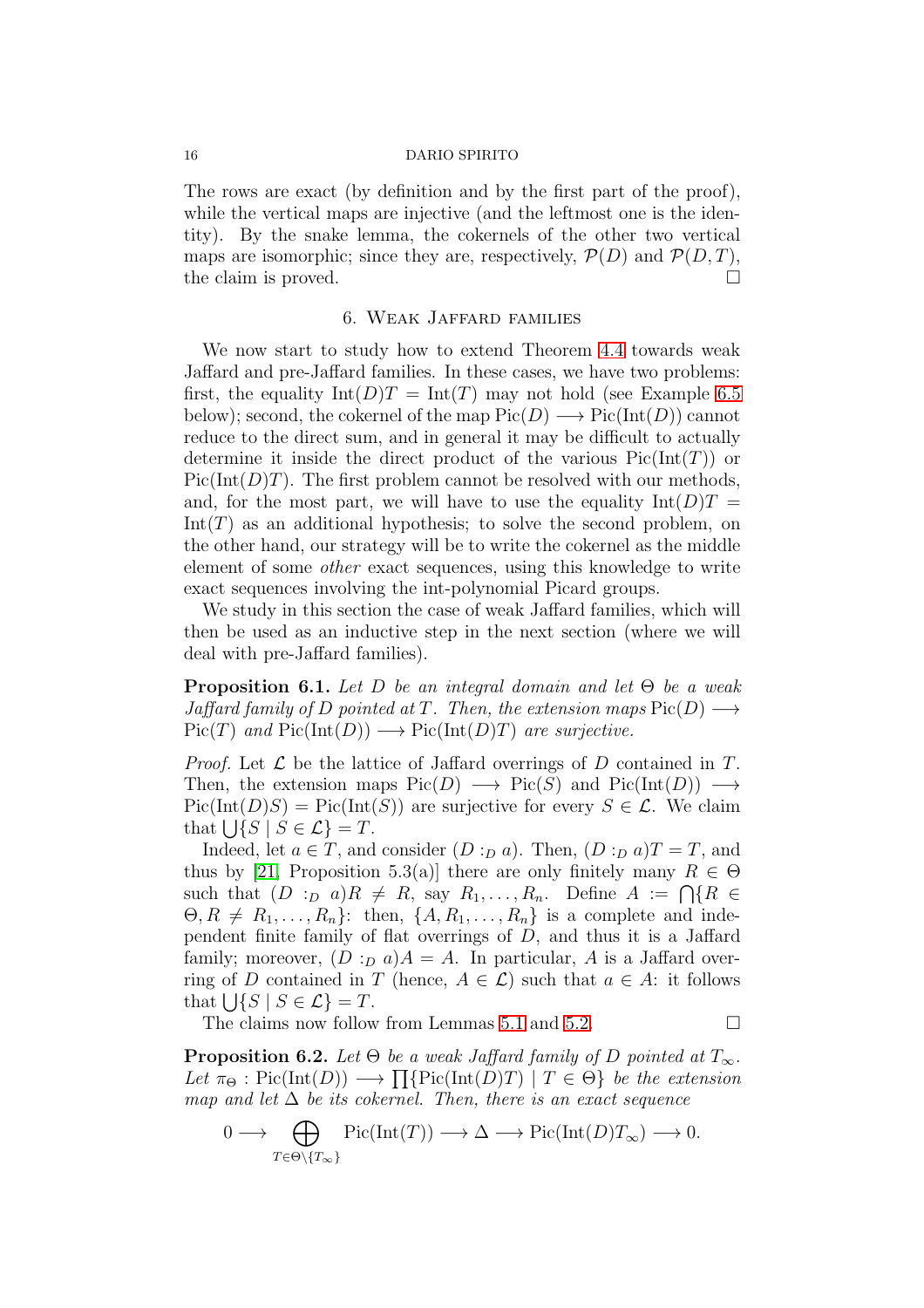The rows are exact (by definition and by the first part of the proof), while the vertical maps are injective (and the leftmost one is the identity). By the snake lemma, the cokernels of the other two vertical maps are isomorphic; since they are, respectively, $\mathcal{P}(D)$ and $\mathcal{P}(D,T)$, the claim is proved. $\square$

## 6. Weak Jaffard families

We now start to study how to extend Theorem 4.4 towards weak Jaffard and pre-Jaffard families. In these cases, we have two problems: first, the equality $\mathrm{Int}(D)T = \mathrm{Int}(T)$ may not hold (see Example 6.5 below); second, the cokernel of the map $\mathrm{Pic}(D) \longrightarrow \mathrm{Pic}(\mathrm{Int}(D))$ cannot reduce to the direct sum, and in general it may be difficult to actually determine it inside the direct product of the various $\mathrm{Pic}(\mathrm{Int}(T))$ or $\mathrm{Pic}(\mathrm{Int}(D)T)$. The first problem cannot be resolved with our methods, and, for the most part, we will have to use the equality $\mathrm{Int}(D)T = \mathrm{Int}(T)$ as an additional hypothesis; to solve the second problem, on the other hand, our strategy will be to write the cokernel as the middle element of some *other* exact sequences, using this knowledge to write exact sequences involving the int-polynomial Picard groups.

We study in this section the case of weak Jaffard families, which will then be used as an inductive step in the next section (where we will deal with pre-Jaffard families).

**Proposition 6.1.** *Let $D$ be an integral domain and let $\Theta$ be a weak Jaffard family of $D$ pointed at $T$. Then, the extension maps $\mathrm{Pic}(D) \longrightarrow \mathrm{Pic}(T)$ and $\mathrm{Pic}(\mathrm{Int}(D)) \longrightarrow \mathrm{Pic}(\mathrm{Int}(D)T)$ are surjective.*

*Proof.* Let $\mathcal{L}$ be the lattice of Jaffard overrings of $D$ contained in $T$. Then, the extension maps $\mathrm{Pic}(D) \longrightarrow \mathrm{Pic}(S)$ and $\mathrm{Pic}(\mathrm{Int}(D)) \longrightarrow \mathrm{Pic}(\mathrm{Int}(D)S) = \mathrm{Pic}(\mathrm{Int}(S))$ are surjective for every $S \in \mathcal{L}$. We claim that $\bigcup\{S \mid S \in \mathcal{L}\} = T$.

Indeed, let $a \in T$, and consider $(D :_D a)$. Then, $(D :_D a)T = T$, and thus by [21, Proposition 5.3(a)] there are only finitely many $R \in \Theta$ such that $(D :_D a)R \neq R$, say $R_1, \ldots, R_n$. Define $A := \bigcap\{R \in \Theta, R \neq R_1, \ldots, R_n\}$: then, $\{A, R_1, \ldots, R_n\}$ is a complete and independent finite family of flat overrings of $D$, and thus it is a Jaffard family; moreover, $(D :_D a)A = A$. In particular, $A$ is a Jaffard overring of $D$ contained in $T$ (hence, $A \in \mathcal{L}$) such that $a \in A$: it follows that $\bigcup\{S \mid S \in \mathcal{L}\} = T$.

The claims now follow from Lemmas 5.1 and 5.2. $\square$

**Proposition 6.2.** *Let $\Theta$ be a weak Jaffard family of $D$ pointed at $T_\infty$. Let $\pi_\Theta : \mathrm{Pic}(\mathrm{Int}(D)) \longrightarrow \prod\{\mathrm{Pic}(\mathrm{Int}(D)T) \mid T \in \Theta\}$ be the extension map and let $\Delta$ be its cokernel. Then, there is an exact sequence*

$$0 \longrightarrow \bigoplus_{T\in\Theta\setminus\{T_\infty\}} \mathrm{Pic}(\mathrm{Int}(T)) \longrightarrow \Delta \longrightarrow \mathrm{Pic}(\mathrm{Int}(D)T_\infty) \longrightarrow 0.$$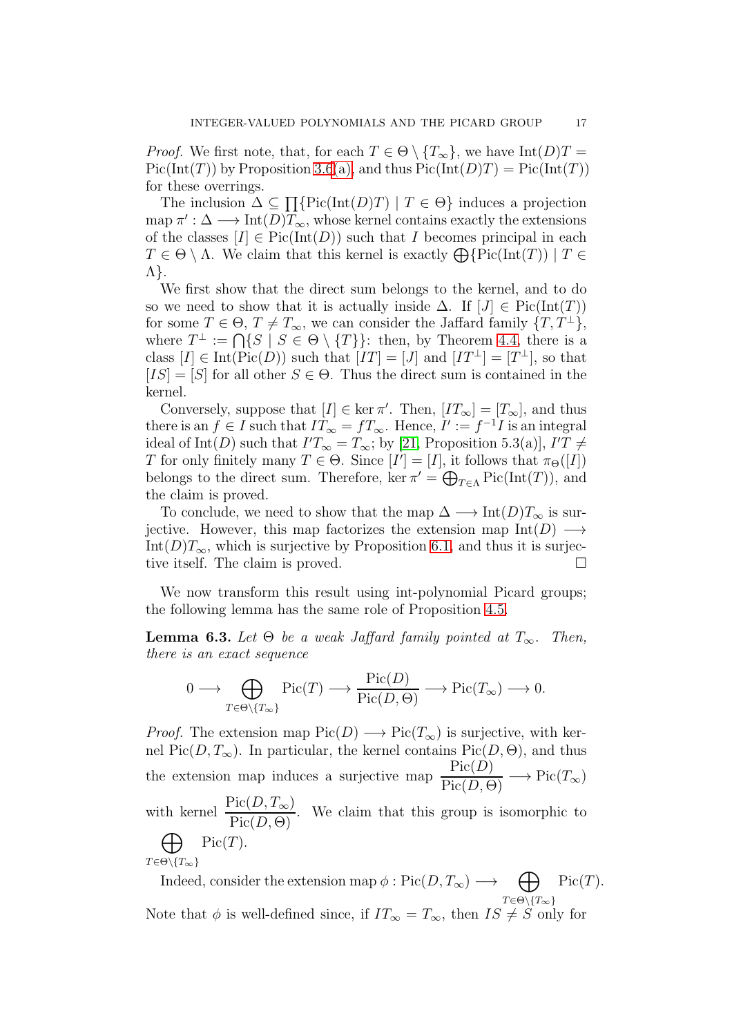*Proof.* We first note, that, for each $T \in \Theta \setminus \{T_\infty\}$, we have $\mathrm{Int}(D)T = \mathrm{Pic}(\mathrm{Int}(T))$ by Proposition 3.6(a), and thus $\mathrm{Pic}(\mathrm{Int}(D)T) = \mathrm{Pic}(\mathrm{Int}(T))$ for these overrings.

The inclusion $\Delta \subseteq \prod\{\mathrm{Pic}(\mathrm{Int}(D)T) \mid T \in \Theta\}$ induces a projection map $\pi' : \Delta \longrightarrow \mathrm{Int}(D)T_\infty$, whose kernel contains exactly the extensions of the classes $[I] \in \mathrm{Pic}(\mathrm{Int}(D))$ such that $I$ becomes principal in each $T \in \Theta \setminus \Lambda$. We claim that this kernel is exactly $\bigoplus\{\mathrm{Pic}(\mathrm{Int}(T)) \mid T \in \Lambda\}$.

We first show that the direct sum belongs to the kernel, and to do so we need to show that it is actually inside $\Delta$. If $[J] \in \mathrm{Pic}(\mathrm{Int}(T))$ for some $T \in \Theta$, $T \neq T_\infty$, we can consider the Jaffard family $\{T, T^\perp\}$, where $T^\perp := \bigcap\{S \mid S \in \Theta \setminus \{T\}\}$: then, by Theorem 4.4, there is a class $[I] \in \mathrm{Int}(\mathrm{Pic}(D))$ such that $[IT] = [J]$ and $[IT^\perp] = [T^\perp]$, so that $[IS] = [S]$ for all other $S \in \Theta$. Thus the direct sum is contained in the kernel.

Conversely, suppose that $[I] \in \ker \pi'$. Then, $[IT_\infty] = [T_\infty]$, and thus there is an $f \in I$ such that $IT_\infty = fT_\infty$. Hence, $I' := f^{-1}I$ is an integral ideal of $\mathrm{Int}(D)$ such that $I'T_\infty = T_\infty$; by [21, Proposition 5.3(a)], $I'T \neq T$ for only finitely many $T \in \Theta$. Since $[I'] = [I]$, it follows that $\pi_\Theta([I])$ belongs to the direct sum. Therefore, $\ker \pi' = \bigoplus_{T \in \Lambda} \mathrm{Pic}(\mathrm{Int}(T))$, and the claim is proved.

To conclude, we need to show that the map $\Delta \longrightarrow \mathrm{Int}(D)T_\infty$ is surjective. However, this map factorizes the extension map $\mathrm{Int}(D) \longrightarrow \mathrm{Int}(D)T_\infty$, which is surjective by Proposition 6.1, and thus it is surjective itself. The claim is proved. $\square$

We now transform this result using int-polynomial Picard groups; the following lemma has the same role of Proposition 4.5.

**Lemma 6.3.** *Let $\Theta$ be a weak Jaffard family pointed at $T_\infty$. Then, there is an exact sequence*

$$0 \longrightarrow \bigoplus_{T \in \Theta \setminus \{T_\infty\}} \mathrm{Pic}(T) \longrightarrow \frac{\mathrm{Pic}(D)}{\mathrm{Pic}(D, \Theta)} \longrightarrow \mathrm{Pic}(T_\infty) \longrightarrow 0.$$

*Proof.* The extension map $\mathrm{Pic}(D) \longrightarrow \mathrm{Pic}(T_\infty)$ is surjective, with kernel $\mathrm{Pic}(D, T_\infty)$. In particular, the kernel contains $\mathrm{Pic}(D, \Theta)$, and thus the extension map induces a surjective map $\dfrac{\mathrm{Pic}(D)}{\mathrm{Pic}(D, \Theta)} \longrightarrow \mathrm{Pic}(T_\infty)$ with kernel $\dfrac{\mathrm{Pic}(D, T_\infty)}{\mathrm{Pic}(D, \Theta)}$. We claim that this group is isomorphic to $\bigoplus_{T \in \Theta \setminus \{T_\infty\}} \mathrm{Pic}(T)$.

Indeed, consider the extension map $\phi : \mathrm{Pic}(D, T_\infty) \longrightarrow \bigoplus_{T \in \Theta \setminus \{T_\infty\}} \mathrm{Pic}(T)$. Note that $\phi$ is well-defined since, if $IT_\infty = T_\infty$, then $IS \neq S$ only for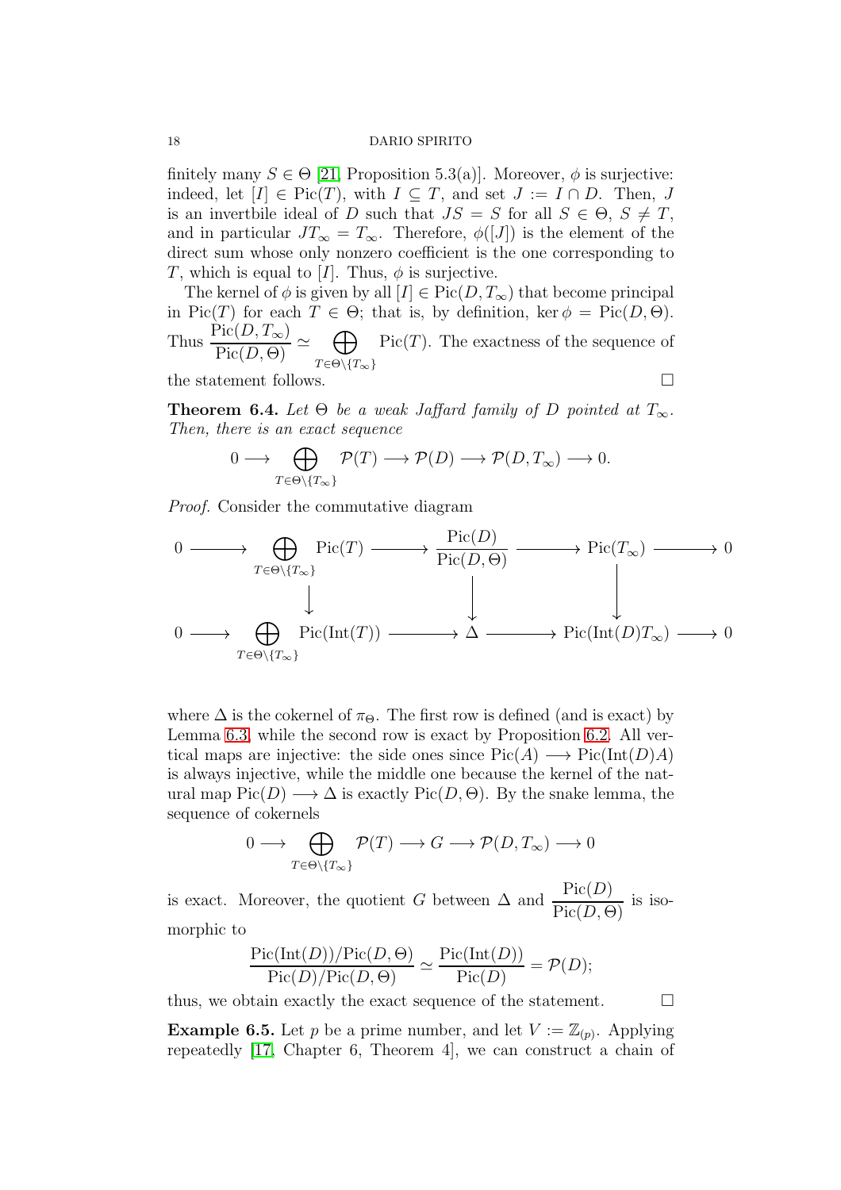finitely many $S \in \Theta$ [21, Proposition 5.3(a)]. Moreover, $\phi$ is surjective: indeed, let $[I] \in \mathrm{Pic}(T)$, with $I \subseteq T$, and set $J := I \cap D$. Then, $J$ is an invertbile ideal of $D$ such that $JS = S$ for all $S \in \Theta$, $S \neq T$, and in particular $JT_\infty = T_\infty$. Therefore, $\phi([J])$ is the element of the direct sum whose only nonzero coefficient is the one corresponding to $T$, which is equal to $[I]$. Thus, $\phi$ is surjective.

The kernel of $\phi$ is given by all $[I] \in \mathrm{Pic}(D, T_\infty)$ that become principal in $\mathrm{Pic}(T)$ for each $T \in \Theta$; that is, by definition, $\ker \phi = \mathrm{Pic}(D, \Theta)$. Thus $\dfrac{\mathrm{Pic}(D, T_\infty)}{\mathrm{Pic}(D, \Theta)} \simeq \bigoplus_{T \in \Theta \setminus \{T_\infty\}} \mathrm{Pic}(T)$. The exactness of the sequence of the statement follows. $\square$

**Theorem 6.4.** *Let $\Theta$ be a weak Jaffard family of $D$ pointed at $T_\infty$. Then, there is an exact sequence*

$$0 \longrightarrow \bigoplus_{T \in \Theta \setminus \{T_\infty\}} \mathcal{P}(T) \longrightarrow \mathcal{P}(D) \longrightarrow \mathcal{P}(D, T_\infty) \longrightarrow 0.$$

*Proof.* Consider the commutative diagram

$$\begin{array}{ccccccccc}
0 & \longrightarrow & \bigoplus_{T \in \Theta \setminus \{T_\infty\}} \mathrm{Pic}(T) & \longrightarrow & \dfrac{\mathrm{Pic}(D)}{\mathrm{Pic}(D, \Theta)} & \longrightarrow & \mathrm{Pic}(T_\infty) & \longrightarrow & 0 \\
 & & \downarrow & & \downarrow & & \downarrow & & \\
0 & \longrightarrow & \bigoplus_{T \in \Theta \setminus \{T_\infty\}} \mathrm{Pic}(\mathrm{Int}(T)) & \longrightarrow & \Delta & \longrightarrow & \mathrm{Pic}(\mathrm{Int}(D)T_\infty) & \longrightarrow & 0
\end{array}$$

where $\Delta$ is the cokernel of $\pi_\Theta$. The first row is defined (and is exact) by Lemma 6.3, while the second row is exact by Proposition 6.2. All vertical maps are injective: the side ones since $\mathrm{Pic}(A) \longrightarrow \mathrm{Pic}(\mathrm{Int}(D)A)$ is always injective, while the middle one because the kernel of the natural map $\mathrm{Pic}(D) \longrightarrow \Delta$ is exactly $\mathrm{Pic}(D, \Theta)$. By the snake lemma, the sequence of cokernels

$$0 \longrightarrow \bigoplus_{T \in \Theta \setminus \{T_\infty\}} \mathcal{P}(T) \longrightarrow G \longrightarrow \mathcal{P}(D, T_\infty) \longrightarrow 0$$

is exact. Moreover, the quotient $G$ between $\Delta$ and $\dfrac{\mathrm{Pic}(D)}{\mathrm{Pic}(D, \Theta)}$ is isomorphic to

$$\frac{\mathrm{Pic}(\mathrm{Int}(D))/\mathrm{Pic}(D, \Theta)}{\mathrm{Pic}(D)/\mathrm{Pic}(D, \Theta)} \simeq \frac{\mathrm{Pic}(\mathrm{Int}(D))}{\mathrm{Pic}(D)} = \mathcal{P}(D);$$

thus, we obtain exactly the exact sequence of the statement. $\square$

**Example 6.5.** Let $p$ be a prime number, and let $V := \mathbb{Z}_{(p)}$. Applying repeatedly [17, Chapter 6, Theorem 4], we can construct a chain of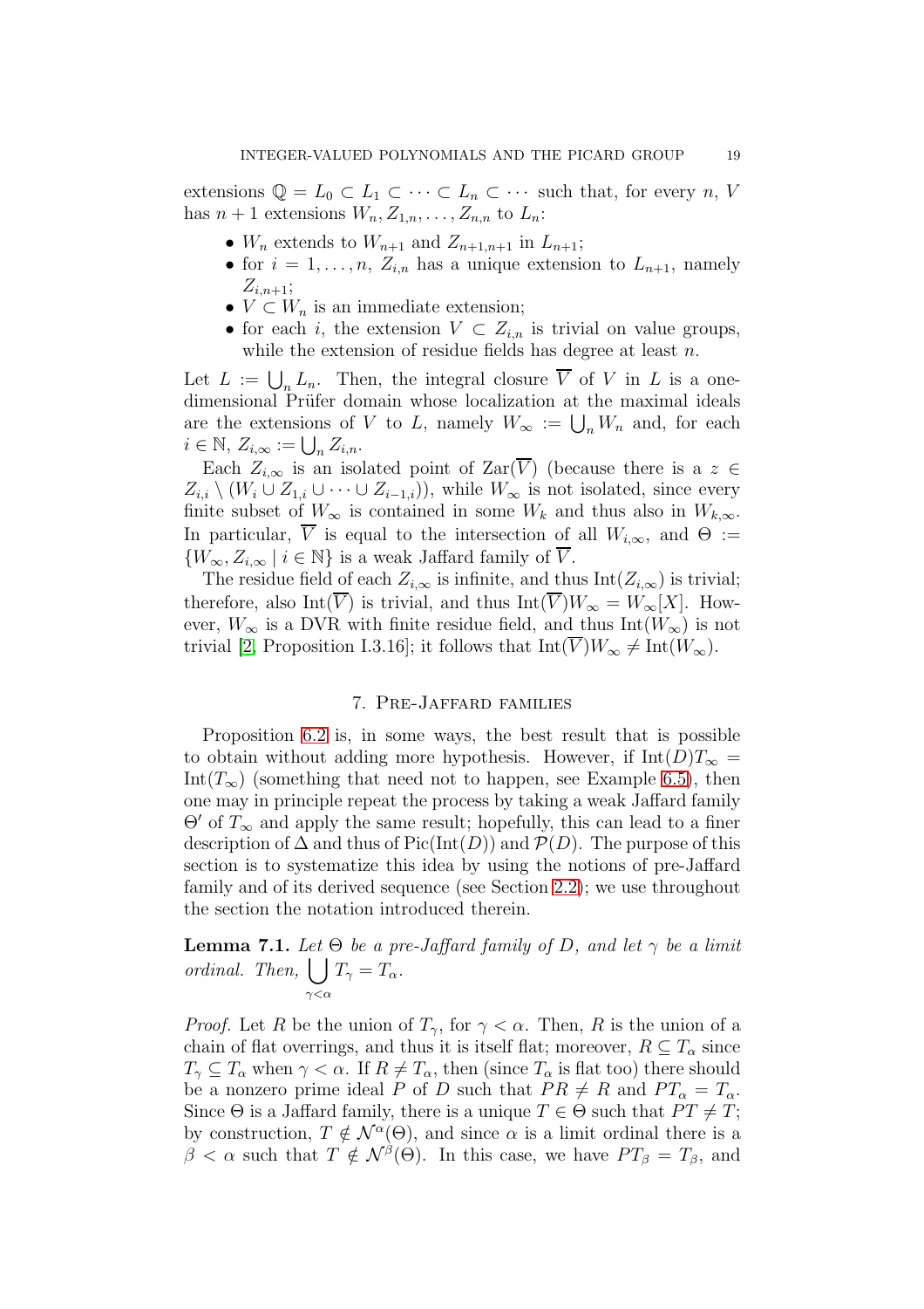extensions $\mathbb{Q} = L_0 \subset L_1 \subset \cdots \subset L_n \subset \cdots$ such that, for every $n$, $V$ has $n+1$ extensions $W_n, Z_{1,n}, \ldots, Z_{n,n}$ to $L_n$:

- $W_n$ extends to $W_{n+1}$ and $Z_{n+1,n+1}$ in $L_{n+1}$;
- for $i = 1, \ldots, n$, $Z_{i,n}$ has a unique extension to $L_{n+1}$, namely $Z_{i,n+1}$;
- $V \subset W_n$ is an immediate extension;
- for each $i$, the extension $V \subset Z_{i,n}$ is trivial on value groups, while the extension of residue fields has degree at least $n$.

Let $L := \bigcup_n L_n$. Then, the integral closure $\overline{V}$ of $V$ in $L$ is a one-dimensional Prüfer domain whose localization at the maximal ideals are the extensions of $V$ to $L$, namely $W_\infty := \bigcup_n W_n$ and, for each $i \in \mathbb{N}$, $Z_{i,\infty} := \bigcup_n Z_{i,n}$.

Each $Z_{i,\infty}$ is an isolated point of $\mathrm{Zar}(\overline{V})$ (because there is a $z \in Z_{i,i} \setminus (W_i \cup Z_{1,i} \cup \cdots \cup Z_{i-1,i})$), while $W_\infty$ is not isolated, since every finite subset of $W_\infty$ is contained in some $W_k$ and thus also in $W_{k,\infty}$. In particular, $\overline{V}$ is equal to the intersection of all $W_{i,\infty}$, and $\Theta := \{W_\infty, Z_{i,\infty} \mid i \in \mathbb{N}\}$ is a weak Jaffard family of $\overline{V}$.

The residue field of each $Z_{i,\infty}$ is infinite, and thus $\mathrm{Int}(Z_{i,\infty})$ is trivial; therefore, also $\mathrm{Int}(\overline{V})$ is trivial, and thus $\mathrm{Int}(\overline{V})W_\infty = W_\infty[X]$. However, $W_\infty$ is a DVR with finite residue field, and thus $\mathrm{Int}(W_\infty)$ is not trivial [2, Proposition I.3.16]; it follows that $\mathrm{Int}(\overline{V})W_\infty \neq \mathrm{Int}(W_\infty)$.

## 7. Pre-Jaffard families

Proposition 6.2 is, in some ways, the best result that is possible to obtain without adding more hypothesis. However, if $\mathrm{Int}(D)T_\infty = \mathrm{Int}(T_\infty)$ (something that need not to happen, see Example 6.5), then one may in principle repeat the process by taking a weak Jaffard family $\Theta'$ of $T_\infty$ and apply the same result; hopefully, this can lead to a finer description of $\Delta$ and thus of $\mathrm{Pic}(\mathrm{Int}(D))$ and $\mathcal{P}(D)$. The purpose of this section is to systematize this idea by using the notions of pre-Jaffard family and of its derived sequence (see Section 2.2); we use throughout the section the notation introduced therein.

**Lemma 7.1.** *Let $\Theta$ be a pre-Jaffard family of $D$, and let $\gamma$ be a limit ordinal. Then, $\displaystyle\bigcup_{\gamma<\alpha} T_\gamma = T_\alpha$.*

*Proof.* Let $R$ be the union of $T_\gamma$, for $\gamma < \alpha$. Then, $R$ is the union of a chain of flat overrings, and thus it is itself flat; moreover, $R \subseteq T_\alpha$ since $T_\gamma \subseteq T_\alpha$ when $\gamma < \alpha$. If $R \neq T_\alpha$, then (since $T_\alpha$ is flat too) there should be a nonzero prime ideal $P$ of $D$ such that $PR \neq R$ and $PT_\alpha = T_\alpha$. Since $\Theta$ is a Jaffard family, there is a unique $T \in \Theta$ such that $PT \neq T$; by construction, $T \notin \mathcal{N}^\alpha(\Theta)$, and since $\alpha$ is a limit ordinal there is a $\beta < \alpha$ such that $T \notin \mathcal{N}^\beta(\Theta)$. In this case, we have $PT_\beta = T_\beta$, and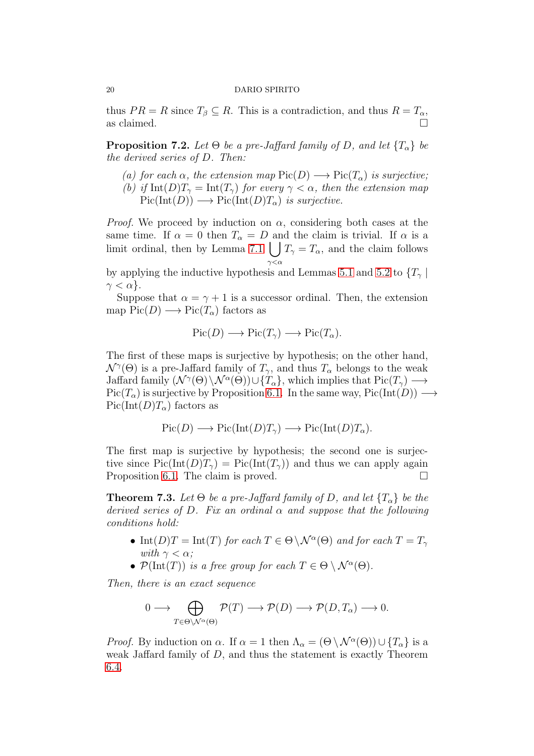thus $PR = R$ since $T_\beta \subseteq R$. This is a contradiction, and thus $R = T_\alpha$, as claimed. $\square$

**Proposition 7.2.** *Let $\Theta$ be a pre-Jaffard family of $D$, and let $\{T_\alpha\}$ be the derived series of $D$. Then:*

*(a) for each $\alpha$, the extension map $\mathrm{Pic}(D) \longrightarrow \mathrm{Pic}(T_\alpha)$ is surjective;*
*(b) if $\mathrm{Int}(D)T_\gamma = \mathrm{Int}(T_\gamma)$ for every $\gamma < \alpha$, then the extension map $\mathrm{Pic}(\mathrm{Int}(D)) \longrightarrow \mathrm{Pic}(\mathrm{Int}(D)T_\alpha)$ is surjective.*

*Proof.* We proceed by induction on $\alpha$, considering both cases at the same time. If $\alpha = 0$ then $T_\alpha = D$ and the claim is trivial. If $\alpha$ is a limit ordinal, then by Lemma 7.1 $\bigcup_{\gamma<\alpha} T_\gamma = T_\alpha$, and the claim follows by applying the inductive hypothesis and Lemmas 5.1 and 5.2 to $\{T_\gamma \mid \gamma < \alpha\}$.

Suppose that $\alpha = \gamma + 1$ is a successor ordinal. Then, the extension map $\mathrm{Pic}(D) \longrightarrow \mathrm{Pic}(T_\alpha)$ factors as

$$\mathrm{Pic}(D) \longrightarrow \mathrm{Pic}(T_\gamma) \longrightarrow \mathrm{Pic}(T_\alpha).$$

The first of these maps is surjective by hypothesis; on the other hand, $\mathcal{N}^\gamma(\Theta)$ is a pre-Jaffard family of $T_\gamma$, and thus $T_\alpha$ belongs to the weak Jaffard family $(\mathcal{N}^\gamma(\Theta)\setminus\mathcal{N}^\alpha(\Theta))\cup\{T_\alpha\}$, which implies that $\mathrm{Pic}(T_\gamma) \longrightarrow \mathrm{Pic}(T_\alpha)$ is surjective by Proposition 6.1. In the same way, $\mathrm{Pic}(\mathrm{Int}(D)) \longrightarrow \mathrm{Pic}(\mathrm{Int}(D)T_\alpha)$ factors as

$$\mathrm{Pic}(D) \longrightarrow \mathrm{Pic}(\mathrm{Int}(D)T_\gamma) \longrightarrow \mathrm{Pic}(\mathrm{Int}(D)T_\alpha).$$

The first map is surjective by hypothesis; the second one is surjective since $\mathrm{Pic}(\mathrm{Int}(D)T_\gamma) = \mathrm{Pic}(\mathrm{Int}(T_\gamma))$ and thus we can apply again Proposition 6.1. The claim is proved. $\square$

**Theorem 7.3.** *Let $\Theta$ be a pre-Jaffard family of $D$, and let $\{T_\alpha\}$ be the derived series of $D$. Fix an ordinal $\alpha$ and suppose that the following conditions hold:*

- *$\mathrm{Int}(D)T = \mathrm{Int}(T)$ for each $T \in \Theta\setminus\mathcal{N}^\alpha(\Theta)$ and for each $T = T_\gamma$ with $\gamma < \alpha$;*
- *$\mathcal{P}(\mathrm{Int}(T))$ is a free group for each $T \in \Theta \setminus \mathcal{N}^\alpha(\Theta)$.*

*Then, there is an exact sequence*

$$0 \longrightarrow \bigoplus_{T\in\Theta\setminus\mathcal{N}^\alpha(\Theta)} \mathcal{P}(T) \longrightarrow \mathcal{P}(D) \longrightarrow \mathcal{P}(D, T_\alpha) \longrightarrow 0.$$

*Proof.* By induction on $\alpha$. If $\alpha = 1$ then $\Lambda_\alpha = (\Theta\setminus\mathcal{N}^\alpha(\Theta))\cup\{T_\alpha\}$ is a weak Jaffard family of $D$, and thus the statement is exactly Theorem 6.4.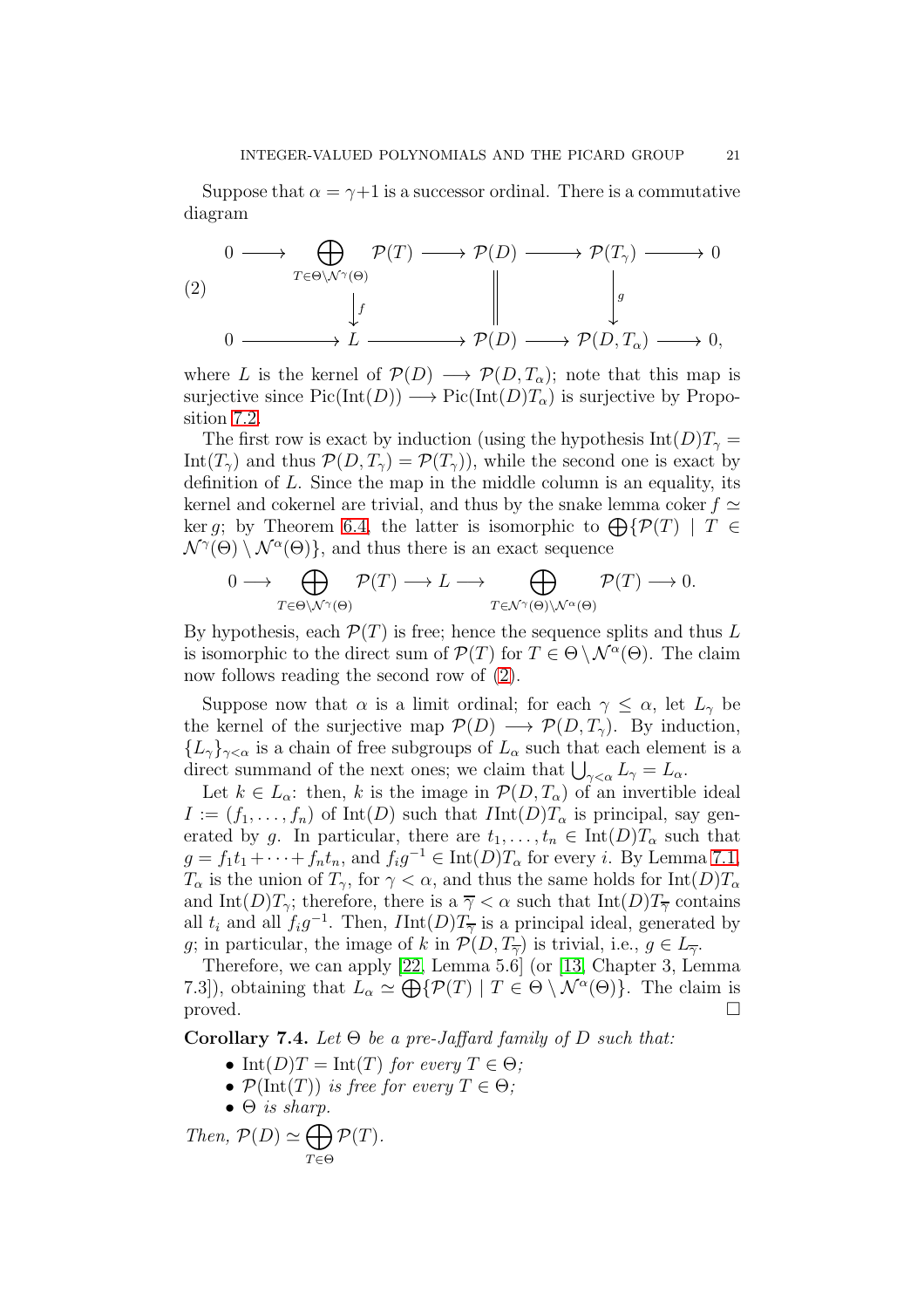Suppose that $\alpha = \gamma+1$ is a successor ordinal. There is a commutative diagram

$$
\begin{array}{ccccccccc}
0 & \longrightarrow & \bigoplus_{T\in\Theta\setminus\mathcal{N}^{\gamma}(\Theta)} \mathcal{P}(T) & \longrightarrow & \mathcal{P}(D) & \longrightarrow & \mathcal{P}(T_\gamma) & \longrightarrow & 0 \\
 & & \downarrow f & & \| & & \downarrow g & & \\
0 & \longrightarrow & L & \longrightarrow & \mathcal{P}(D) & \longrightarrow & \mathcal{P}(D,T_\alpha) & \longrightarrow & 0,
\end{array}
\tag{2}
$$

where $L$ is the kernel of $\mathcal{P}(D) \longrightarrow \mathcal{P}(D,T_\alpha)$; note that this map is surjective since $\mathrm{Pic}(\mathrm{Int}(D)) \longrightarrow \mathrm{Pic}(\mathrm{Int}(D)T_\alpha)$ is surjective by Proposition 7.2.

The first row is exact by induction (using the hypothesis $\mathrm{Int}(D)T_\gamma = \mathrm{Int}(T_\gamma)$ and thus $\mathcal{P}(D,T_\gamma) = \mathcal{P}(T_\gamma)$), while the second one is exact by definition of $L$. Since the map in the middle column is an equality, its kernel and cokernel are trivial, and thus by the snake lemma $\operatorname{coker} f \simeq \ker g$; by Theorem 6.4, the latter is isomorphic to $\bigoplus\{\mathcal{P}(T) \mid T \in \mathcal{N}^{\gamma}(\Theta) \setminus \mathcal{N}^{\alpha}(\Theta)\}$, and thus there is an exact sequence

$$
0 \longrightarrow \bigoplus_{T\in\Theta\setminus\mathcal{N}^{\gamma}(\Theta)} \mathcal{P}(T) \longrightarrow L \longrightarrow \bigoplus_{T\in\mathcal{N}^{\gamma}(\Theta)\setminus\mathcal{N}^{\alpha}(\Theta)} \mathcal{P}(T) \longrightarrow 0.
$$

By hypothesis, each $\mathcal{P}(T)$ is free; hence the sequence splits and thus $L$ is isomorphic to the direct sum of $\mathcal{P}(T)$ for $T \in \Theta \setminus \mathcal{N}^{\alpha}(\Theta)$. The claim now follows reading the second row of (2).

Suppose now that $\alpha$ is a limit ordinal; for each $\gamma \leq \alpha$, let $L_\gamma$ be the kernel of the surjective map $\mathcal{P}(D) \longrightarrow \mathcal{P}(D,T_\gamma)$. By induction, $\{L_\gamma\}_{\gamma<\alpha}$ is a chain of free subgroups of $L_\alpha$ such that each element is a direct summand of the next ones; we claim that $\bigcup_{\gamma<\alpha} L_\gamma = L_\alpha$.

Let $k \in L_\alpha$: then, $k$ is the image in $\mathcal{P}(D,T_\alpha)$ of an invertible ideal $I := (f_1,\ldots,f_n)$ of $\mathrm{Int}(D)$ such that $I\mathrm{Int}(D)T_\alpha$ is principal, say generated by $g$. In particular, there are $t_1,\ldots,t_n \in \mathrm{Int}(D)T_\alpha$ such that $g = f_1t_1+\cdots+f_nt_n$, and $f_ig^{-1} \in \mathrm{Int}(D)T_\alpha$ for every $i$. By Lemma 7.1, $T_\alpha$ is the union of $T_\gamma$, for $\gamma < \alpha$, and thus the same holds for $\mathrm{Int}(D)T_\alpha$ and $\mathrm{Int}(D)T_\gamma$; therefore, there is a $\overline{\gamma} < \alpha$ such that $\mathrm{Int}(D)T_{\overline{\gamma}}$ contains all $t_i$ and all $f_ig^{-1}$. Then, $I\mathrm{Int}(D)T_{\overline{\gamma}}$ is a principal ideal, generated by $g$; in particular, the image of $k$ in $\mathcal{P}(D,T_{\overline{\gamma}})$ is trivial, i.e., $g \in L_{\overline{\gamma}}$.

Therefore, we can apply [22, Lemma 5.6] (or [13, Chapter 3, Lemma 7.3]), obtaining that $L_\alpha \simeq \bigoplus\{\mathcal{P}(T) \mid T \in \Theta \setminus \mathcal{N}^{\alpha}(\Theta)\}$. The claim is proved. □

**Corollary 7.4.** *Let $\Theta$ be a pre-Jaffard family of $D$ such that:*

- *$\mathrm{Int}(D)T = \mathrm{Int}(T)$ for every $T \in \Theta$;*
- *$\mathcal{P}(\mathrm{Int}(T))$ is free for every $T \in \Theta$;*
- *$\Theta$ is sharp.*

*Then, $\mathcal{P}(D) \simeq \bigoplus_{T\in\Theta} \mathcal{P}(T)$.*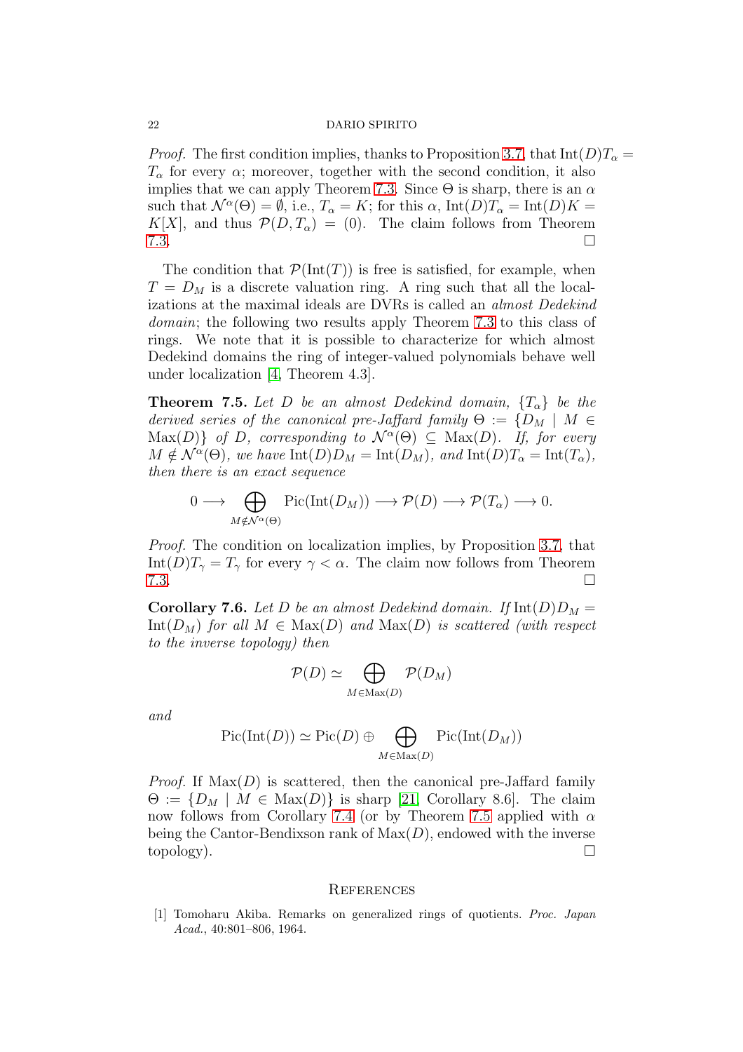*Proof.* The first condition implies, thanks to Proposition 3.7, that $\mathrm{Int}(D)T_\alpha = T_\alpha$ for every $\alpha$; moreover, together with the second condition, it also implies that we can apply Theorem 7.3. Since $\Theta$ is sharp, there is an $\alpha$ such that $\mathcal{N}^\alpha(\Theta) = \emptyset$, i.e., $T_\alpha = K$; for this $\alpha$, $\mathrm{Int}(D)T_\alpha = \mathrm{Int}(D)K = K[X]$, and thus $\mathcal{P}(D, T_\alpha) = (0)$. The claim follows from Theorem 7.3. □

The condition that $\mathcal{P}(\mathrm{Int}(T))$ is free is satisfied, for example, when $T = D_M$ is a discrete valuation ring. A ring such that all the localizations at the maximal ideals are DVRs is called an *almost Dedekind domain*; the following two results apply Theorem 7.3 to this class of rings. We note that it is possible to characterize for which almost Dedekind domains the ring of integer-valued polynomials behave well under localization [4, Theorem 4.3].

**Theorem 7.5.** *Let $D$ be an almost Dedekind domain, $\{T_\alpha\}$ be the derived series of the canonical pre-Jaffard family $\Theta := \{D_M \mid M \in \mathrm{Max}(D)\}$ of $D$, corresponding to $\mathcal{N}^\alpha(\Theta) \subseteq \mathrm{Max}(D)$. If, for every $M \notin \mathcal{N}^\alpha(\Theta)$, we have $\mathrm{Int}(D)D_M = \mathrm{Int}(D_M)$, and $\mathrm{Int}(D)T_\alpha = \mathrm{Int}(T_\alpha)$, then there is an exact sequence*

$$0 \longrightarrow \bigoplus_{M \notin \mathcal{N}^\alpha(\Theta)} \mathrm{Pic}(\mathrm{Int}(D_M)) \longrightarrow \mathcal{P}(D) \longrightarrow \mathcal{P}(T_\alpha) \longrightarrow 0.$$

*Proof.* The condition on localization implies, by Proposition 3.7, that $\mathrm{Int}(D)T_\gamma = T_\gamma$ for every $\gamma < \alpha$. The claim now follows from Theorem 7.3. □

**Corollary 7.6.** *Let $D$ be an almost Dedekind domain. If $\mathrm{Int}(D)D_M = \mathrm{Int}(D_M)$ for all $M \in \mathrm{Max}(D)$ and $\mathrm{Max}(D)$ is scattered (with respect to the inverse topology) then*

$$\mathcal{P}(D) \simeq \bigoplus_{M \in \mathrm{Max}(D)} \mathcal{P}(D_M)$$

*and*

$$\mathrm{Pic}(\mathrm{Int}(D)) \simeq \mathrm{Pic}(D) \oplus \bigoplus_{M \in \mathrm{Max}(D)} \mathrm{Pic}(\mathrm{Int}(D_M))$$

*Proof.* If $\mathrm{Max}(D)$ is scattered, then the canonical pre-Jaffard family $\Theta := \{D_M \mid M \in \mathrm{Max}(D)\}$ is sharp [21, Corollary 8.6]. The claim now follows from Corollary 7.4 (or by Theorem 7.5 applied with $\alpha$ being the Cantor-Bendixson rank of $\mathrm{Max}(D)$, endowed with the inverse topology). □

## References

[1] Tomoharu Akiba. Remarks on generalized rings of quotients. *Proc. Japan Acad.*, 40:801–806, 1964.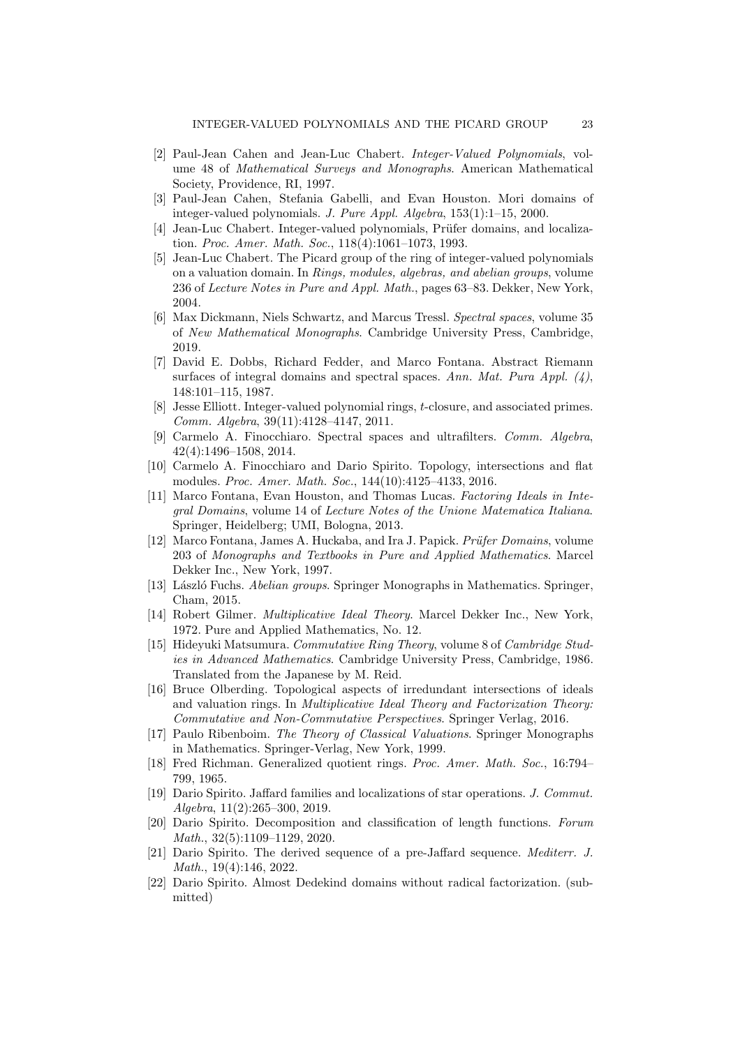[2] Paul-Jean Cahen and Jean-Luc Chabert. *Integer-Valued Polynomials*, volume 48 of *Mathematical Surveys and Monographs*. American Mathematical Society, Providence, RI, 1997.

[3] Paul-Jean Cahen, Stefania Gabelli, and Evan Houston. Mori domains of integer-valued polynomials. *J. Pure Appl. Algebra*, 153(1):1–15, 2000.

[4] Jean-Luc Chabert. Integer-valued polynomials, Prüfer domains, and localization. *Proc. Amer. Math. Soc.*, 118(4):1061–1073, 1993.

[5] Jean-Luc Chabert. The Picard group of the ring of integer-valued polynomials on a valuation domain. In *Rings, modules, algebras, and abelian groups*, volume 236 of *Lecture Notes in Pure and Appl. Math.*, pages 63–83. Dekker, New York, 2004.

[6] Max Dickmann, Niels Schwartz, and Marcus Tressl. *Spectral spaces*, volume 35 of *New Mathematical Monographs*. Cambridge University Press, Cambridge, 2019.

[7] David E. Dobbs, Richard Fedder, and Marco Fontana. Abstract Riemann surfaces of integral domains and spectral spaces. *Ann. Mat. Pura Appl. (4)*, 148:101–115, 1987.

[8] Jesse Elliott. Integer-valued polynomial rings, $t$-closure, and associated primes. *Comm. Algebra*, 39(11):4128–4147, 2011.

[9] Carmelo A. Finocchiaro. Spectral spaces and ultrafilters. *Comm. Algebra*, 42(4):1496–1508, 2014.

[10] Carmelo A. Finocchiaro and Dario Spirito. Topology, intersections and flat modules. *Proc. Amer. Math. Soc.*, 144(10):4125–4133, 2016.

[11] Marco Fontana, Evan Houston, and Thomas Lucas. *Factoring Ideals in Integral Domains*, volume 14 of *Lecture Notes of the Unione Matematica Italiana*. Springer, Heidelberg; UMI, Bologna, 2013.

[12] Marco Fontana, James A. Huckaba, and Ira J. Papick. *Prüfer Domains*, volume 203 of *Monographs and Textbooks in Pure and Applied Mathematics*. Marcel Dekker Inc., New York, 1997.

[13] László Fuchs. *Abelian groups*. Springer Monographs in Mathematics. Springer, Cham, 2015.

[14] Robert Gilmer. *Multiplicative Ideal Theory*. Marcel Dekker Inc., New York, 1972. Pure and Applied Mathematics, No. 12.

[15] Hideyuki Matsumura. *Commutative Ring Theory*, volume 8 of *Cambridge Studies in Advanced Mathematics*. Cambridge University Press, Cambridge, 1986. Translated from the Japanese by M. Reid.

[16] Bruce Olberding. Topological aspects of irredundant intersections of ideals and valuation rings. In *Multiplicative Ideal Theory and Factorization Theory: Commutative and Non-Commutative Perspectives*. Springer Verlag, 2016.

[17] Paulo Ribenboim. *The Theory of Classical Valuations*. Springer Monographs in Mathematics. Springer-Verlag, New York, 1999.

[18] Fred Richman. Generalized quotient rings. *Proc. Amer. Math. Soc.*, 16:794–799, 1965.

[19] Dario Spirito. Jaffard families and localizations of star operations. *J. Commut. Algebra*, 11(2):265–300, 2019.

[20] Dario Spirito. Decomposition and classification of length functions. *Forum Math.*, 32(5):1109–1129, 2020.

[21] Dario Spirito. The derived sequence of a pre-Jaffard sequence. *Mediterr. J. Math.*, 19(4):146, 2022.

[22] Dario Spirito. Almost Dedekind domains without radical factorization. (submitted)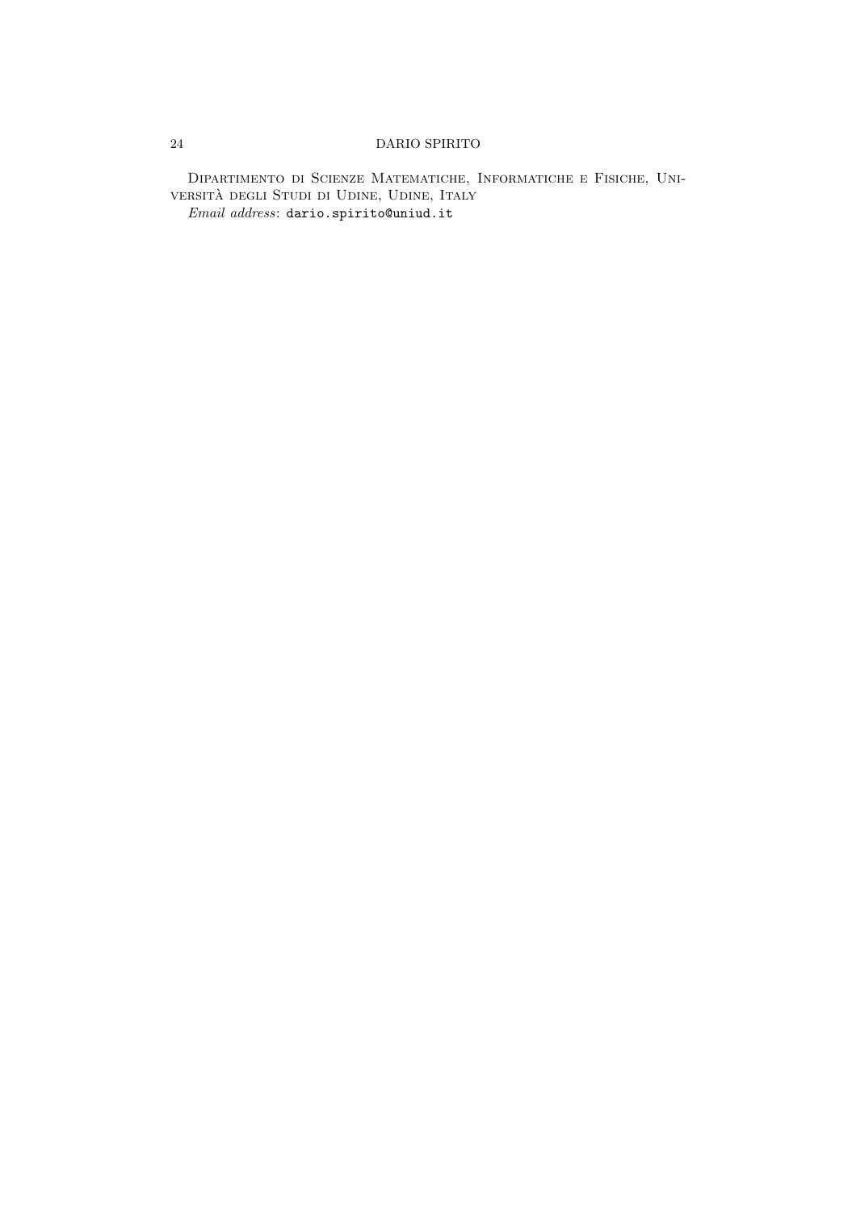Dipartimento di Scienze Matematiche, Informatiche e Fisiche, Università degli Studi di Udine, Udine, Italy

*Email address*: dario.spirito@uniud.it